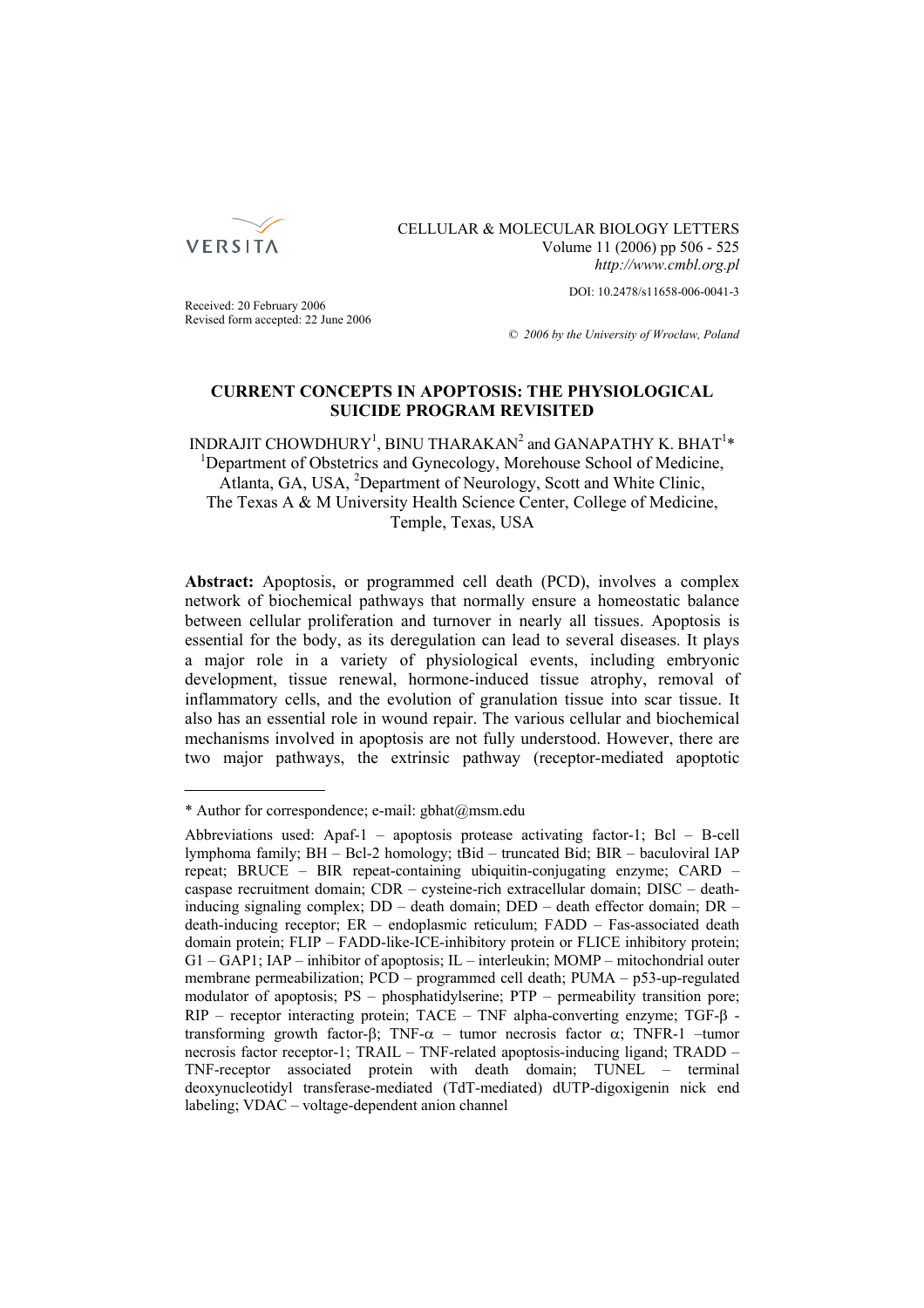CELLULAR & MOLECULAR BIOLOGY LETTERS
Volume 11 (2006) pp 506 - 525
*http://www.cmbl.org.pl*

DOI: 10.2478/s11658-006-0041-3

Received: 20 February 2006
Revised form accepted: 22 June 2006

*© 2006 by the University of Wrocław, Poland*

# CURRENT CONCEPTS IN APOPTOSIS: THE PHYSIOLOGICAL SUICIDE PROGRAM REVISITED

INDRAJIT CHOWDHURY[1], BINU THARAKAN[2] and GANAPATHY K. BHAT[1]*
[1]Department of Obstetrics and Gynecology, Morehouse School of Medicine, Atlanta, GA, USA, [2]Department of Neurology, Scott and White Clinic, The Texas A & M University Health Science Center, College of Medicine, Temple, Texas, USA

**Abstract:** Apoptosis, or programmed cell death (PCD), involves a complex network of biochemical pathways that normally ensure a homeostatic balance between cellular proliferation and turnover in nearly all tissues. Apoptosis is essential for the body, as its deregulation can lead to several diseases. It plays a major role in a variety of physiological events, including embryonic development, tissue renewal, hormone-induced tissue atrophy, removal of inflammatory cells, and the evolution of granulation tissue into scar tissue. It also has an essential role in wound repair. The various cellular and biochemical mechanisms involved in apoptosis are not fully understood. However, there are two major pathways, the extrinsic pathway (receptor-mediated apoptotic

---

* Author for correspondence; e-mail: gbhat@msm.edu

Abbreviations used: Apaf-1 – apoptosis protease activating factor-1; Bcl – B-cell lymphoma family; BH – Bcl-2 homology; tBid – truncated Bid; BIR – baculoviral IAP repeat; BRUCE – BIR repeat-containing ubiquitin-conjugating enzyme; CARD – caspase recruitment domain; CDR – cysteine-rich extracellular domain; DISC – death-inducing signaling complex; DD – death domain; DED – death effector domain; DR – death-inducing receptor; ER – endoplasmic reticulum; FADD – Fas-associated death domain protein; FLIP – FADD-like-ICE-inhibitory protein or FLICE inhibitory protein; G1 – GAP1; IAP – inhibitor of apoptosis; IL – interleukin; MOMP – mitochondrial outer membrane permeabilization; PCD – programmed cell death; PUMA – p53-up-regulated modulator of apoptosis; PS – phosphatidylserine; PTP – permeability transition pore; RIP – receptor interacting protein; TACE – TNF alpha-converting enzyme; TGF-β - transforming growth factor-β; TNF-α – tumor necrosis factor α; TNFR-1 –tumor necrosis factor receptor-1; TRAIL – TNF-related apoptosis-inducing ligand; TRADD – TNF-receptor associated protein with death domain; TUNEL – terminal deoxynucleotidyl transferase-mediated (TdT-mediated) dUTP-digoxigenin nick end labeling; VDAC – voltage-dependent anion channel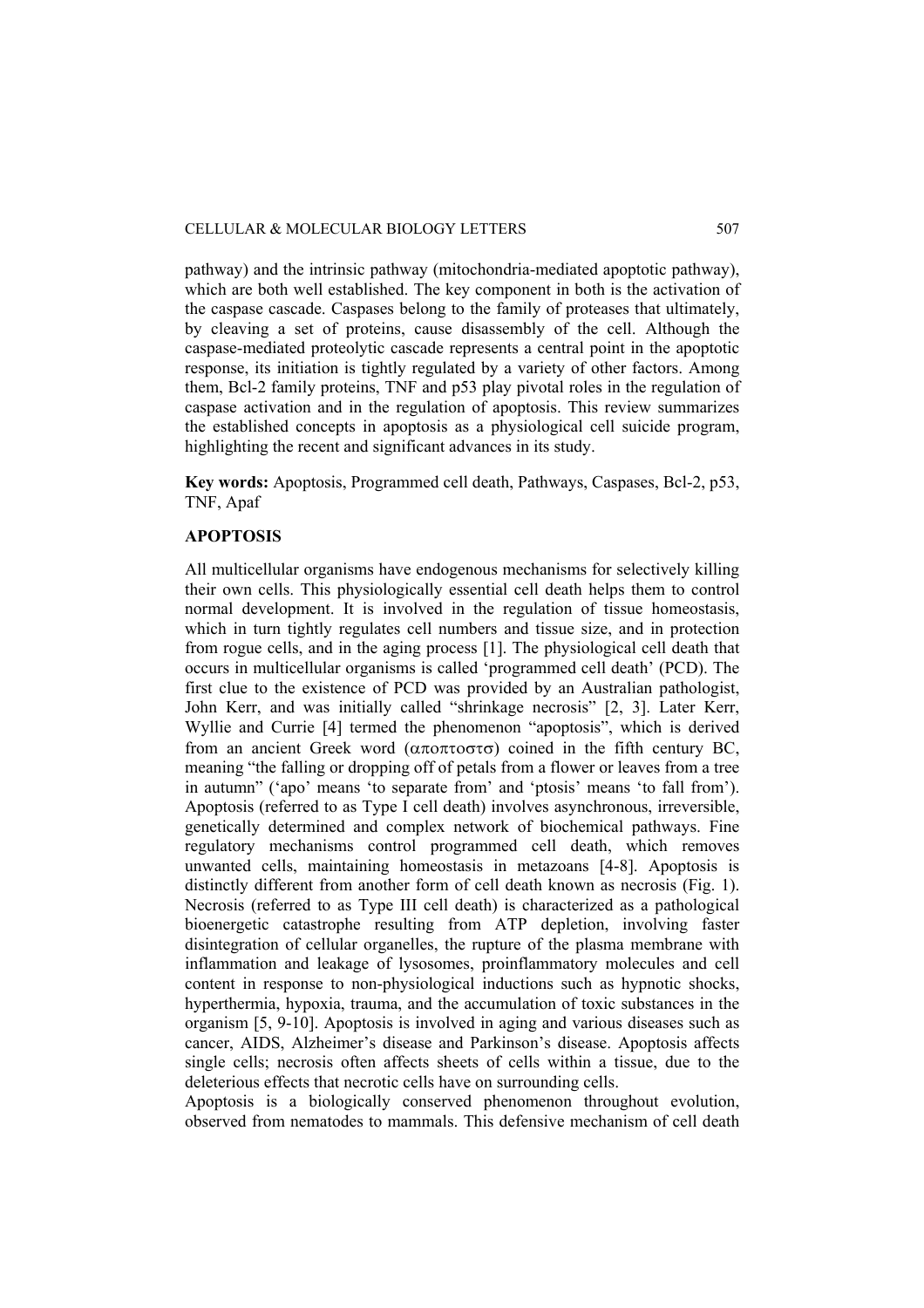pathway) and the intrinsic pathway (mitochondria-mediated apoptotic pathway), which are both well established. The key component in both is the activation of the caspase cascade. Caspases belong to the family of proteases that ultimately, by cleaving a set of proteins, cause disassembly of the cell. Although the caspase-mediated proteolytic cascade represents a central point in the apoptotic response, its initiation is tightly regulated by a variety of other factors. Among them, Bcl-2 family proteins, TNF and p53 play pivotal roles in the regulation of caspase activation and in the regulation of apoptosis. This review summarizes the established concepts in apoptosis as a physiological cell suicide program, highlighting the recent and significant advances in its study.

**Key words:** Apoptosis, Programmed cell death, Pathways, Caspases, Bcl-2, p53, TNF, Apaf

## APOPTOSIS

All multicellular organisms have endogenous mechanisms for selectively killing their own cells. This physiologically essential cell death helps them to control normal development. It is involved in the regulation of tissue homeostasis, which in turn tightly regulates cell numbers and tissue size, and in protection from rogue cells, and in the aging process [1]. The physiological cell death that occurs in multicellular organisms is called 'programmed cell death' (PCD). The first clue to the existence of PCD was provided by an Australian pathologist, John Kerr, and was initially called "shrinkage necrosis" [2, 3]. Later Kerr, Wyllie and Currie [4] termed the phenomenon "apoptosis", which is derived from an ancient Greek word (αποπτοστσ) coined in the fifth century BC, meaning "the falling or dropping off of petals from a flower or leaves from a tree in autumn" ('apo' means 'to separate from' and 'ptosis' means 'to fall from'). Apoptosis (referred to as Type I cell death) involves asynchronous, irreversible, genetically determined and complex network of biochemical pathways. Fine regulatory mechanisms control programmed cell death, which removes unwanted cells, maintaining homeostasis in metazoans [4-8]. Apoptosis is distinctly different from another form of cell death known as necrosis (Fig. 1). Necrosis (referred to as Type III cell death) is characterized as a pathological bioenergetic catastrophe resulting from ATP depletion, involving faster disintegration of cellular organelles, the rupture of the plasma membrane with inflammation and leakage of lysosomes, proinflammatory molecules and cell content in response to non-physiological inductions such as hypnotic shocks, hyperthermia, hypoxia, trauma, and the accumulation of toxic substances in the organism [5, 9-10]. Apoptosis is involved in aging and various diseases such as cancer, AIDS, Alzheimer's disease and Parkinson's disease. Apoptosis affects single cells; necrosis often affects sheets of cells within a tissue, due to the deleterious effects that necrotic cells have on surrounding cells.

Apoptosis is a biologically conserved phenomenon throughout evolution, observed from nematodes to mammals. This defensive mechanism of cell death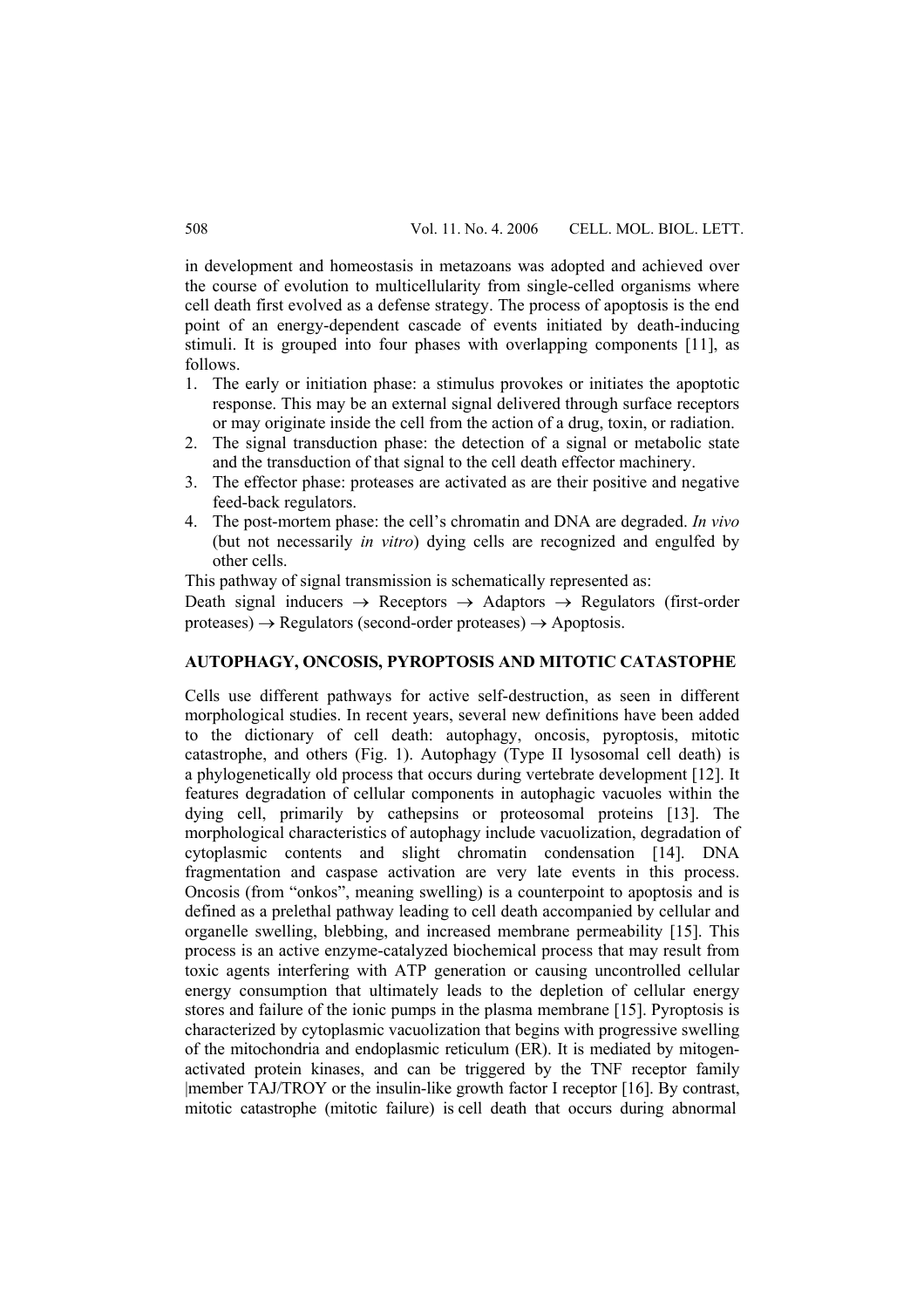in development and homeostasis in metazoans was adopted and achieved over the course of evolution to multicellularity from single-celled organisms where cell death first evolved as a defense strategy. The process of apoptosis is the end point of an energy-dependent cascade of events initiated by death-inducing stimuli. It is grouped into four phases with overlapping components [11], as follows.

1. The early or initiation phase: a stimulus provokes or initiates the apoptotic response. This may be an external signal delivered through surface receptors or may originate inside the cell from the action of a drug, toxin, or radiation.
2. The signal transduction phase: the detection of a signal or metabolic state and the transduction of that signal to the cell death effector machinery.
3. The effector phase: proteases are activated as are their positive and negative feed-back regulators.
4. The post-mortem phase: the cell's chromatin and DNA are degraded. *In vivo* (but not necessarily *in vitro*) dying cells are recognized and engulfed by other cells.

This pathway of signal transmission is schematically represented as:

Death signal inducers → Receptors → Adaptors → Regulators (first-order proteases) → Regulators (second-order proteases) → Apoptosis.

## AUTOPHAGY, ONCOSIS, PYROPTOSIS AND MITOTIC CATASTOPHE

Cells use different pathways for active self-destruction, as seen in different morphological studies. In recent years, several new definitions have been added to the dictionary of cell death: autophagy, oncosis, pyroptosis, mitotic catastrophe, and others (Fig. 1). Autophagy (Type II lysosomal cell death) is a phylogenetically old process that occurs during vertebrate development [12]. It features degradation of cellular components in autophagic vacuoles within the dying cell, primarily by cathepsins or proteosomal proteins [13]. The morphological characteristics of autophagy include vacuolization, degradation of cytoplasmic contents and slight chromatin condensation [14]. DNA fragmentation and caspase activation are very late events in this process. Oncosis (from "onkos", meaning swelling) is a counterpoint to apoptosis and is defined as a prelethal pathway leading to cell death accompanied by cellular and organelle swelling, blebbing, and increased membrane permeability [15]. This process is an active enzyme-catalyzed biochemical process that may result from toxic agents interfering with ATP generation or causing uncontrolled cellular energy consumption that ultimately leads to the depletion of cellular energy stores and failure of the ionic pumps in the plasma membrane [15]. Pyroptosis is characterized by cytoplasmic vacuolization that begins with progressive swelling of the mitochondria and endoplasmic reticulum (ER). It is mediated by mitogen-activated protein kinases, and can be triggered by the TNF receptor family member TAJ/TROY or the insulin-like growth factor I receptor [16]. By contrast, mitotic catastrophe (mitotic failure) is cell death that occurs during abnormal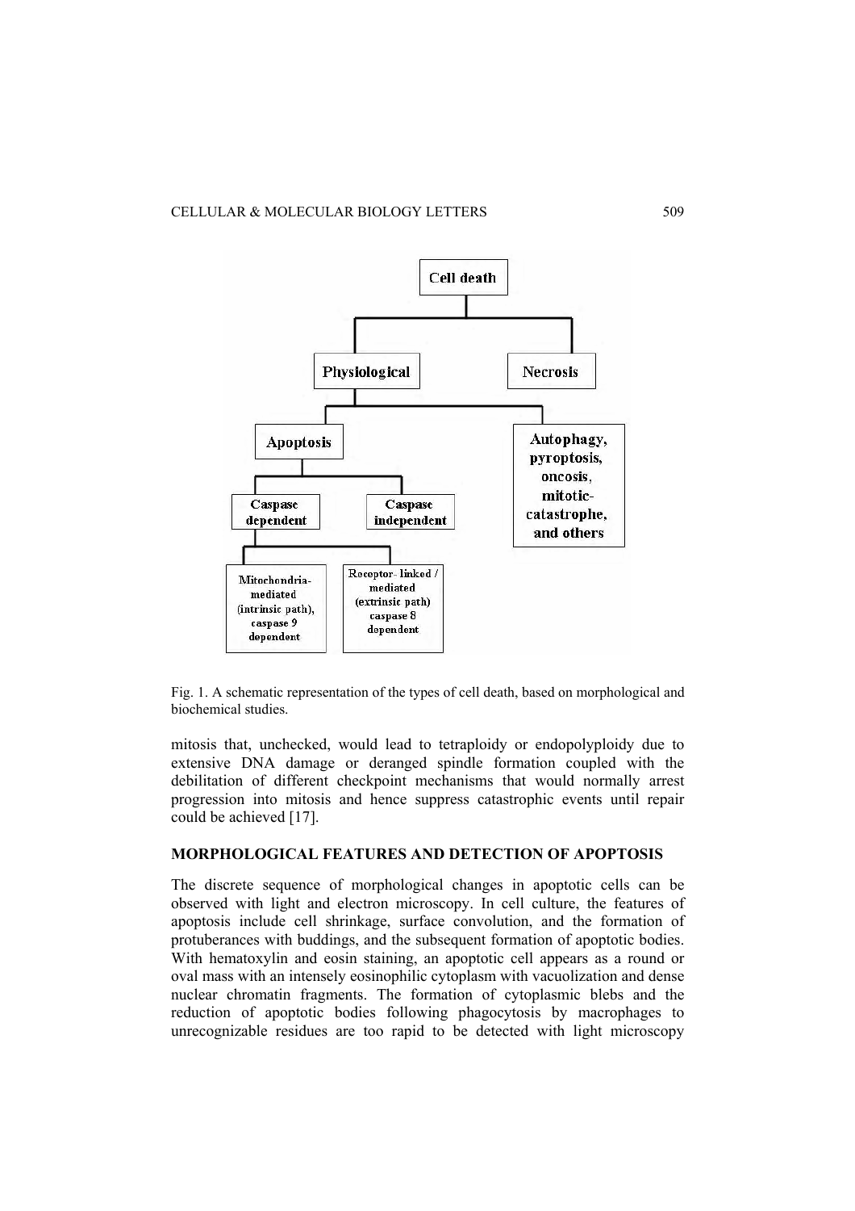Fig. 1. A schematic representation of the types of cell death, based on morphological and biochemical studies.

mitosis that, unchecked, would lead to tetraploidy or endopolyploidy due to extensive DNA damage or deranged spindle formation coupled with the debilitation of different checkpoint mechanisms that would normally arrest progression into mitosis and hence suppress catastrophic events until repair could be achieved [17].

## MORPHOLOGICAL FEATURES AND DETECTION OF APOPTOSIS

The discrete sequence of morphological changes in apoptotic cells can be observed with light and electron microscopy. In cell culture, the features of apoptosis include cell shrinkage, surface convolution, and the formation of protuberances with buddings, and the subsequent formation of apoptotic bodies. With hematoxylin and eosin staining, an apoptotic cell appears as a round or oval mass with an intensely eosinophilic cytoplasm with vacuolization and dense nuclear chromatin fragments. The formation of cytoplasmic blebs and the reduction of apoptotic bodies following phagocytosis by macrophages to unrecognizable residues are too rapid to be detected with light microscopy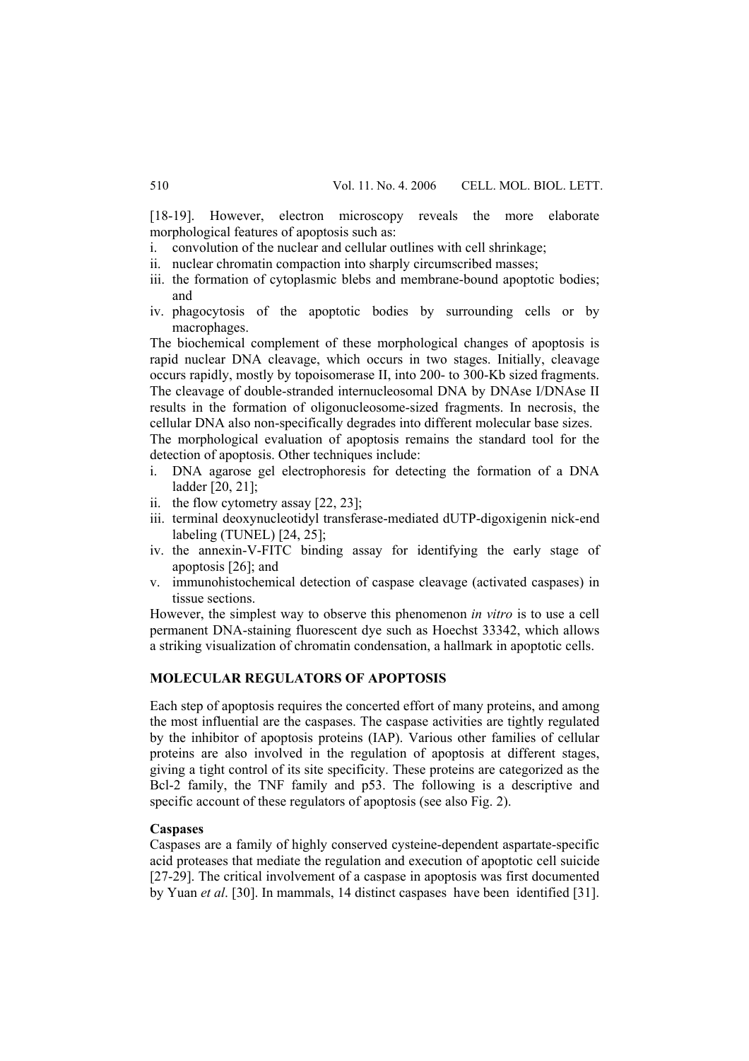[18-19]. However, electron microscopy reveals the more elaborate morphological features of apoptosis such as:

i. convolution of the nuclear and cellular outlines with cell shrinkage;
ii. nuclear chromatin compaction into sharply circumscribed masses;
iii. the formation of cytoplasmic blebs and membrane-bound apoptotic bodies; and
iv. phagocytosis of the apoptotic bodies by surrounding cells or by macrophages.

The biochemical complement of these morphological changes of apoptosis is rapid nuclear DNA cleavage, which occurs in two stages. Initially, cleavage occurs rapidly, mostly by topoisomerase II, into 200- to 300-Kb sized fragments. The cleavage of double-stranded internucleosomal DNA by DNAse I/DNAse II results in the formation of oligonucleosome-sized fragments. In necrosis, the cellular DNA also non-specifically degrades into different molecular base sizes.

The morphological evaluation of apoptosis remains the standard tool for the detection of apoptosis. Other techniques include:

i. DNA agarose gel electrophoresis for detecting the formation of a DNA ladder [20, 21];
ii. the flow cytometry assay [22, 23];
iii. terminal deoxynucleotidyl transferase-mediated dUTP-digoxigenin nick-end labeling (TUNEL) [24, 25];
iv. the annexin-V-FITC binding assay for identifying the early stage of apoptosis [26]; and
v. immunohistochemical detection of caspase cleavage (activated caspases) in tissue sections.

However, the simplest way to observe this phenomenon *in vitro* is to use a cell permanent DNA-staining fluorescent dye such as Hoechst 33342, which allows a striking visualization of chromatin condensation, a hallmark in apoptotic cells.

## MOLECULAR REGULATORS OF APOPTOSIS

Each step of apoptosis requires the concerted effort of many proteins, and among the most influential are the caspases. The caspase activities are tightly regulated by the inhibitor of apoptosis proteins (IAP). Various other families of cellular proteins are also involved in the regulation of apoptosis at different stages, giving a tight control of its site specificity. These proteins are categorized as the Bcl-2 family, the TNF family and p53. The following is a descriptive and specific account of these regulators of apoptosis (see also Fig. 2).

### Caspases

Caspases are a family of highly conserved cysteine-dependent aspartate-specific acid proteases that mediate the regulation and execution of apoptotic cell suicide [27-29]. The critical involvement of a caspase in apoptosis was first documented by Yuan *et al*. [30]. In mammals, 14 distinct caspases have been identified [31].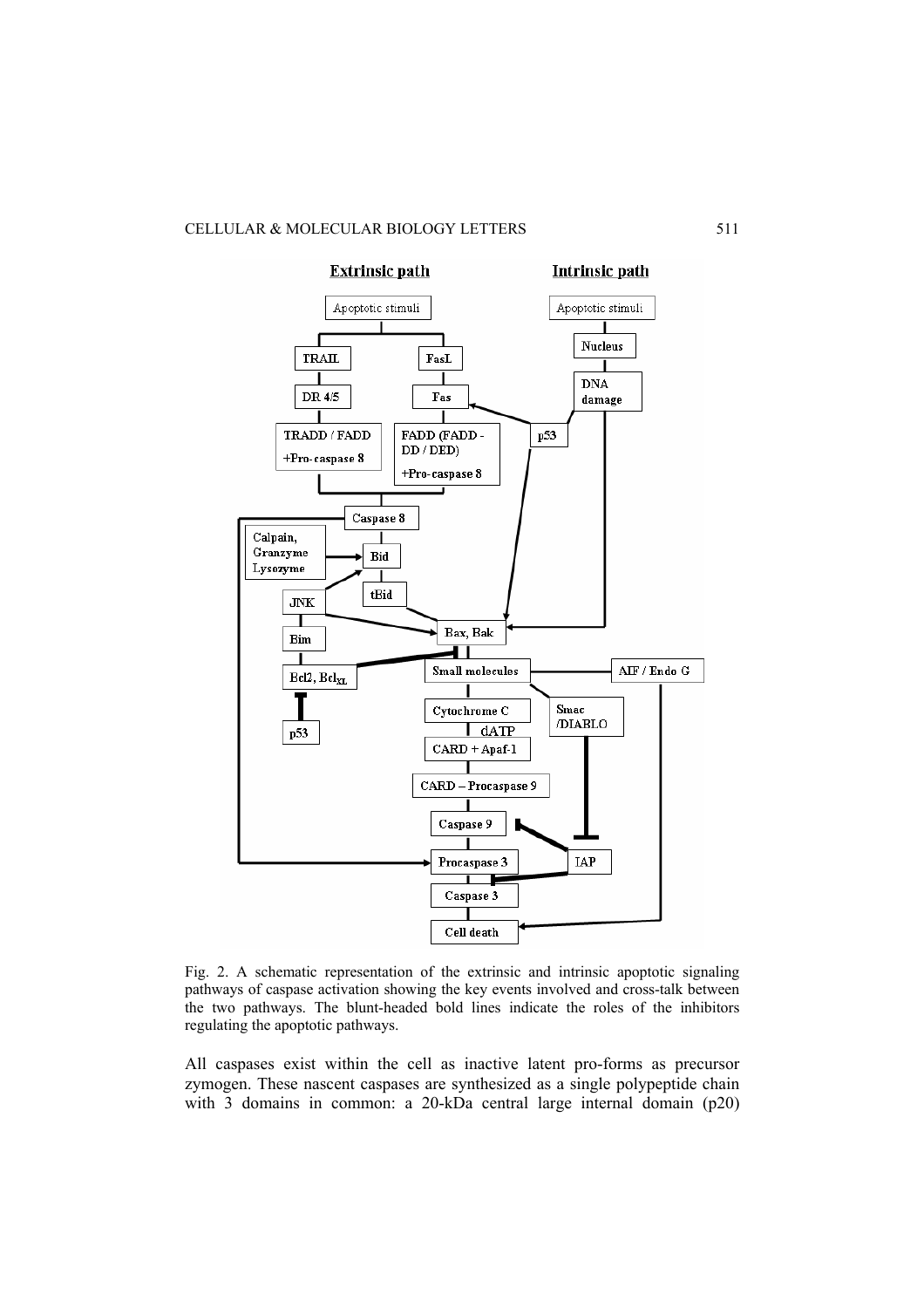Fig. 2. A schematic representation of the extrinsic and intrinsic apoptotic signaling pathways of caspase activation showing the key events involved and cross-talk between the two pathways. The blunt-headed bold lines indicate the roles of the inhibitors regulating the apoptotic pathways.

All caspases exist within the cell as inactive latent pro-forms as precursor zymogen. These nascent caspases are synthesized as a single polypeptide chain with 3 domains in common: a 20-kDa central large internal domain (p20)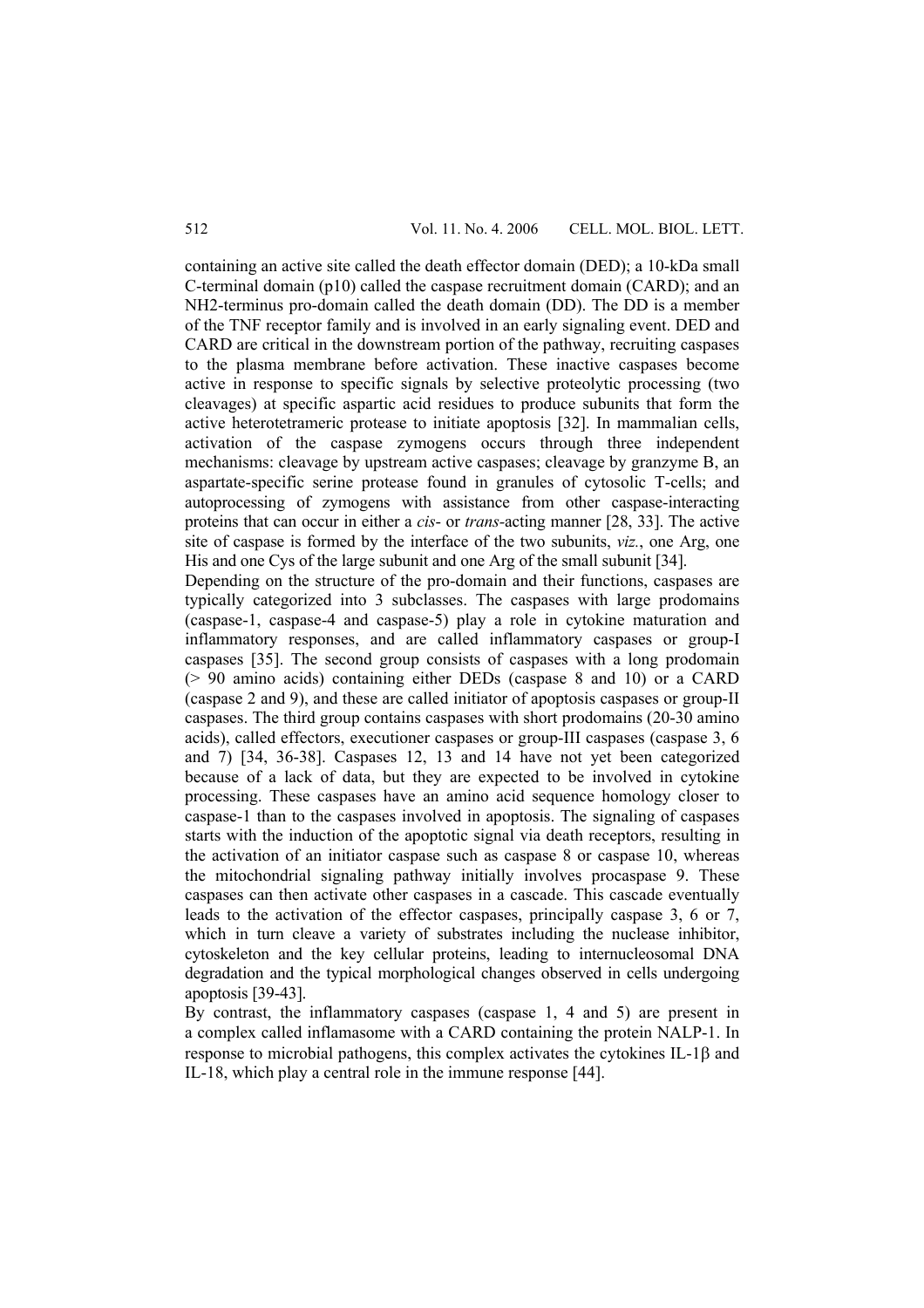containing an active site called the death effector domain (DED); a 10-kDa small C-terminal domain (p10) called the caspase recruitment domain (CARD); and an NH2-terminus pro-domain called the death domain (DD). The DD is a member of the TNF receptor family and is involved in an early signaling event. DED and CARD are critical in the downstream portion of the pathway, recruiting caspases to the plasma membrane before activation. These inactive caspases become active in response to specific signals by selective proteolytic processing (two cleavages) at specific aspartic acid residues to produce subunits that form the active heterotetrameric protease to initiate apoptosis [32]. In mammalian cells, activation of the caspase zymogens occurs through three independent mechanisms: cleavage by upstream active caspases; cleavage by granzyme B, an aspartate-specific serine protease found in granules of cytosolic T-cells; and autoprocessing of zymogens with assistance from other caspase-interacting proteins that can occur in either a *cis*- or *trans*-acting manner [28, 33]. The active site of caspase is formed by the interface of the two subunits, *viz*., one Arg, one His and one Cys of the large subunit and one Arg of the small subunit [34].

Depending on the structure of the pro-domain and their functions, caspases are typically categorized into 3 subclasses. The caspases with large prodomains (caspase-1, caspase-4 and caspase-5) play a role in cytokine maturation and inflammatory responses, and are called inflammatory caspases or group-I caspases [35]. The second group consists of caspases with a long prodomain (> 90 amino acids) containing either DEDs (caspase 8 and 10) or a CARD (caspase 2 and 9), and these are called initiator of apoptosis caspases or group-II caspases. The third group contains caspases with short prodomains (20-30 amino acids), called effectors, executioner caspases or group-III caspases (caspase 3, 6 and 7) [34, 36-38]. Caspases 12, 13 and 14 have not yet been categorized because of a lack of data, but they are expected to be involved in cytokine processing. These caspases have an amino acid sequence homology closer to caspase-1 than to the caspases involved in apoptosis. The signaling of caspases starts with the induction of the apoptotic signal via death receptors, resulting in the activation of an initiator caspase such as caspase 8 or caspase 10, whereas the mitochondrial signaling pathway initially involves procaspase 9. These caspases can then activate other caspases in a cascade. This cascade eventually leads to the activation of the effector caspases, principally caspase 3, 6 or 7, which in turn cleave a variety of substrates including the nuclease inhibitor, cytoskeleton and the key cellular proteins, leading to internucleosomal DNA degradation and the typical morphological changes observed in cells undergoing apoptosis [39-43].

By contrast, the inflammatory caspases (caspase 1, 4 and 5) are present in a complex called inflamasome with a CARD containing the protein NALP-1. In response to microbial pathogens, this complex activates the cytokines IL-1β and IL-18, which play a central role in the immune response [44].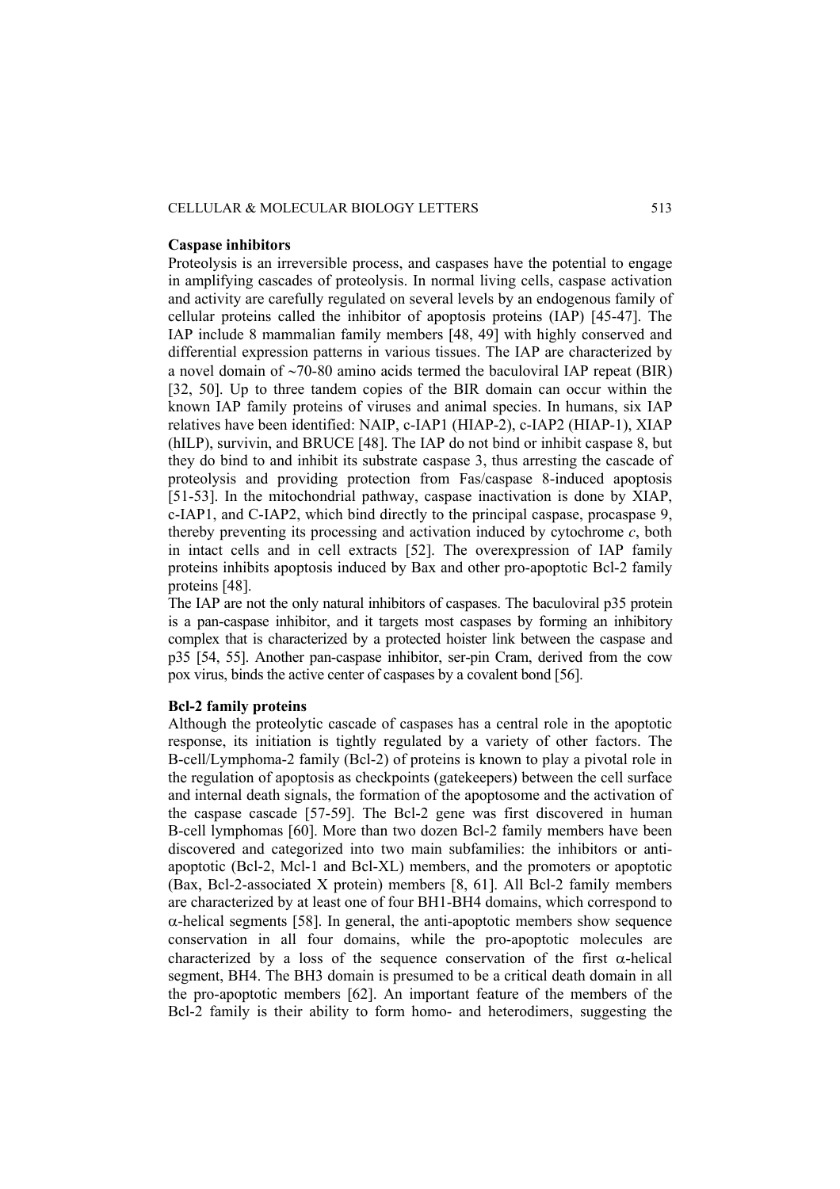**Caspase inhibitors**

Proteolysis is an irreversible process, and caspases have the potential to engage in amplifying cascades of proteolysis. In normal living cells, caspase activation and activity are carefully regulated on several levels by an endogenous family of cellular proteins called the inhibitor of apoptosis proteins (IAP) [45-47]. The IAP include 8 mammalian family members [48, 49] with highly conserved and differential expression patterns in various tissues. The IAP are characterized by a novel domain of ~70-80 amino acids termed the baculoviral IAP repeat (BIR) [32, 50]. Up to three tandem copies of the BIR domain can occur within the known IAP family proteins of viruses and animal species. In humans, six IAP relatives have been identified: NAIP, c-IAP1 (HIAP-2), c-IAP2 (HIAP-1), XIAP (hILP), survivin, and BRUCE [48]. The IAP do not bind or inhibit caspase 8, but they do bind to and inhibit its substrate caspase 3, thus arresting the cascade of proteolysis and providing protection from Fas/caspase 8-induced apoptosis [51-53]. In the mitochondrial pathway, caspase inactivation is done by XIAP, c-IAP1, and C-IAP2, which bind directly to the principal caspase, procaspase 9, thereby preventing its processing and activation induced by cytochrome *c*, both in intact cells and in cell extracts [52]. The overexpression of IAP family proteins inhibits apoptosis induced by Bax and other pro-apoptotic Bcl-2 family proteins [48].

The IAP are not the only natural inhibitors of caspases. The baculoviral p35 protein is a pan-caspase inhibitor, and it targets most caspases by forming an inhibitory complex that is characterized by a protected hoister link between the caspase and p35 [54, 55]. Another pan-caspase inhibitor, ser-pin Cram, derived from the cow pox virus, binds the active center of caspases by a covalent bond [56].

**Bcl-2 family proteins**

Although the proteolytic cascade of caspases has a central role in the apoptotic response, its initiation is tightly regulated by a variety of other factors. The B-cell/Lymphoma-2 family (Bcl-2) of proteins is known to play a pivotal role in the regulation of apoptosis as checkpoints (gatekeepers) between the cell surface and internal death signals, the formation of the apoptosome and the activation of the caspase cascade [57-59]. The Bcl-2 gene was first discovered in human B-cell lymphomas [60]. More than two dozen Bcl-2 family members have been discovered and categorized into two main subfamilies: the inhibitors or anti-apoptotic (Bcl-2, Mcl-1 and Bcl-XL) members, and the promoters or apoptotic (Bax, Bcl-2-associated X protein) members [8, 61]. All Bcl-2 family members are characterized by at least one of four BH1-BH4 domains, which correspond to $\alpha$-helical segments [58]. In general, the anti-apoptotic members show sequence conservation in all four domains, while the pro-apoptotic molecules are characterized by a loss of the sequence conservation of the first $\alpha$-helical segment, BH4. The BH3 domain is presumed to be a critical death domain in all the pro-apoptotic members [62]. An important feature of the members of the Bcl-2 family is their ability to form homo- and heterodimers, suggesting the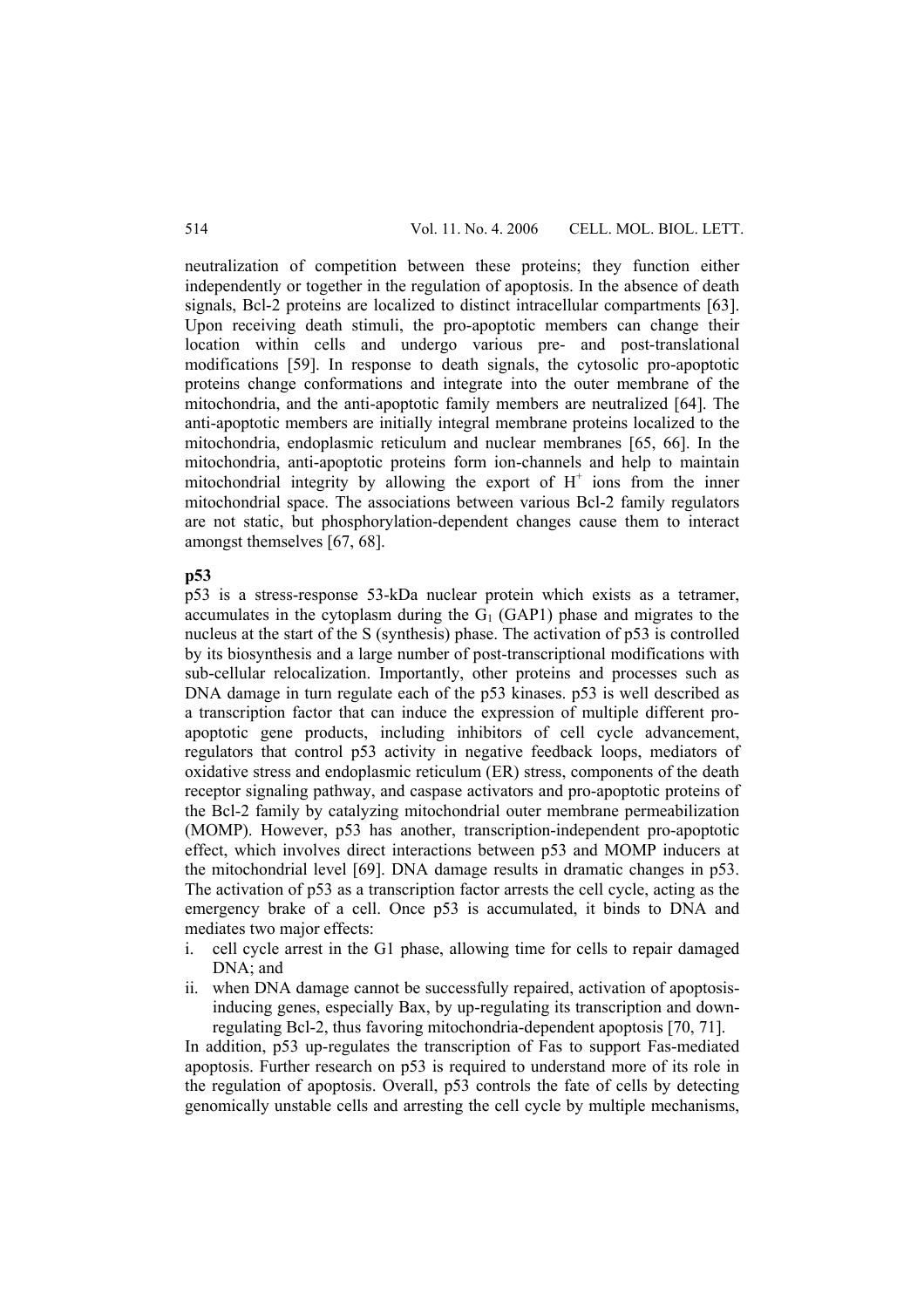neutralization of competition between these proteins; they function either independently or together in the regulation of apoptosis. In the absence of death signals, Bcl-2 proteins are localized to distinct intracellular compartments [63]. Upon receiving death stimuli, the pro-apoptotic members can change their location within cells and undergo various pre- and post-translational modifications [59]. In response to death signals, the cytosolic pro-apoptotic proteins change conformations and integrate into the outer membrane of the mitochondria, and the anti-apoptotic family members are neutralized [64]. The anti-apoptotic members are initially integral membrane proteins localized to the mitochondria, endoplasmic reticulum and nuclear membranes [65, 66]. In the mitochondria, anti-apoptotic proteins form ion-channels and help to maintain mitochondrial integrity by allowing the export of $H^+$ ions from the inner mitochondrial space. The associations between various Bcl-2 family regulators are not static, but phosphorylation-dependent changes cause them to interact amongst themselves [67, 68].

**p53**

p53 is a stress-response 53-kDa nuclear protein which exists as a tetramer, accumulates in the cytoplasm during the $G_1$ (GAP1) phase and migrates to the nucleus at the start of the S (synthesis) phase. The activation of p53 is controlled by its biosynthesis and a large number of post-transcriptional modifications with sub-cellular relocalization. Importantly, other proteins and processes such as DNA damage in turn regulate each of the p53 kinases. p53 is well described as a transcription factor that can induce the expression of multiple different pro-apoptotic gene products, including inhibitors of cell cycle advancement, regulators that control p53 activity in negative feedback loops, mediators of oxidative stress and endoplasmic reticulum (ER) stress, components of the death receptor signaling pathway, and caspase activators and pro-apoptotic proteins of the Bcl-2 family by catalyzing mitochondrial outer membrane permeabilization (MOMP). However, p53 has another, transcription-independent pro-apoptotic effect, which involves direct interactions between p53 and MOMP inducers at the mitochondrial level [69]. DNA damage results in dramatic changes in p53. The activation of p53 as a transcription factor arrests the cell cycle, acting as the emergency brake of a cell. Once p53 is accumulated, it binds to DNA and mediates two major effects:

i. cell cycle arrest in the G1 phase, allowing time for cells to repair damaged DNA; and
ii. when DNA damage cannot be successfully repaired, activation of apoptosis-inducing genes, especially Bax, by up-regulating its transcription and down-regulating Bcl-2, thus favoring mitochondria-dependent apoptosis [70, 71].

In addition, p53 up-regulates the transcription of Fas to support Fas-mediated apoptosis. Further research on p53 is required to understand more of its role in the regulation of apoptosis. Overall, p53 controls the fate of cells by detecting genomically unstable cells and arresting the cell cycle by multiple mechanisms,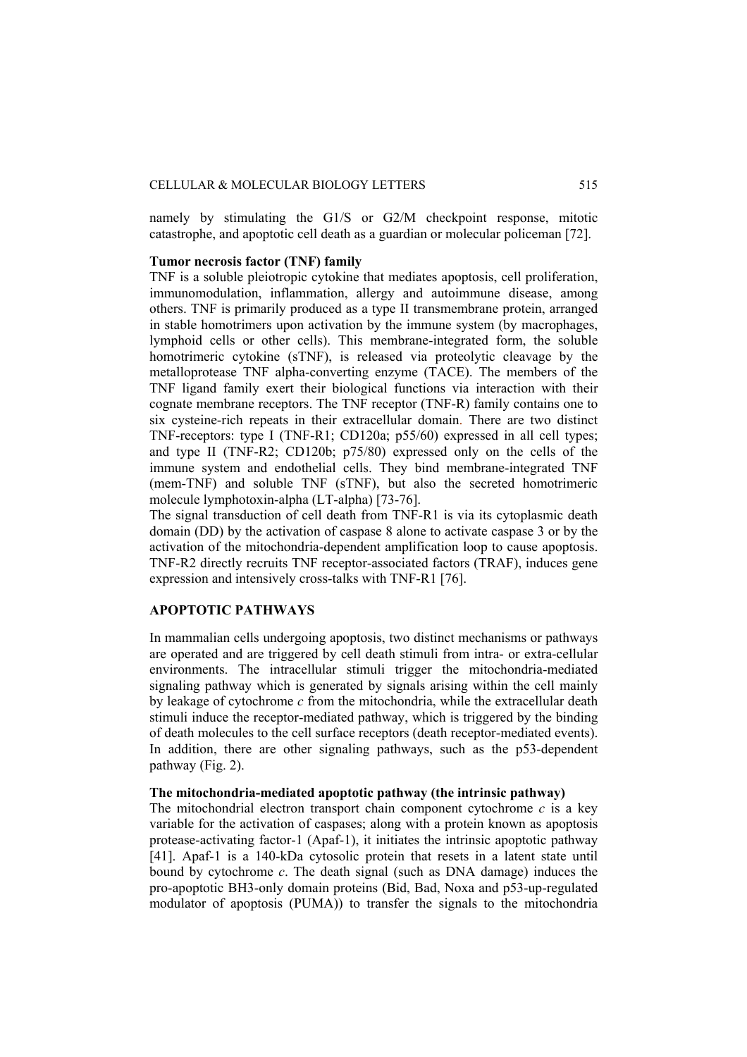namely by stimulating the G1/S or G2/M checkpoint response, mitotic catastrophe, and apoptotic cell death as a guardian or molecular policeman [72].

**Tumor necrosis factor (TNF) family**

TNF is a soluble pleiotropic cytokine that mediates apoptosis, cell proliferation, immunomodulation, inflammation, allergy and autoimmune disease, among others. TNF is primarily produced as a type II transmembrane protein, arranged in stable homotrimers upon activation by the immune system (by macrophages, lymphoid cells or other cells). This membrane-integrated form, the soluble homotrimeric cytokine (sTNF), is released via proteolytic cleavage by the metalloprotease TNF alpha-converting enzyme (TACE). The members of the TNF ligand family exert their biological functions via interaction with their cognate membrane receptors. The TNF receptor (TNF-R) family contains one to six cysteine-rich repeats in their extracellular domain. There are two distinct TNF-receptors: type I (TNF-R1; CD120a; p55/60) expressed in all cell types; and type II (TNF-R2; CD120b; p75/80) expressed only on the cells of the immune system and endothelial cells. They bind membrane-integrated TNF (mem-TNF) and soluble TNF (sTNF), but also the secreted homotrimeric molecule lymphotoxin-alpha (LT-alpha) [73-76].

The signal transduction of cell death from TNF-R1 is via its cytoplasmic death domain (DD) by the activation of caspase 8 alone to activate caspase 3 or by the activation of the mitochondria-dependent amplification loop to cause apoptosis. TNF-R2 directly recruits TNF receptor-associated factors (TRAF), induces gene expression and intensively cross-talks with TNF-R1 [76].

## APOPTOTIC PATHWAYS

In mammalian cells undergoing apoptosis, two distinct mechanisms or pathways are operated and are triggered by cell death stimuli from intra- or extra-cellular environments. The intracellular stimuli trigger the mitochondria-mediated signaling pathway which is generated by signals arising within the cell mainly by leakage of cytochrome *c* from the mitochondria, while the extracellular death stimuli induce the receptor-mediated pathway, which is triggered by the binding of death molecules to the cell surface receptors (death receptor-mediated events). In addition, there are other signaling pathways, such as the p53-dependent pathway (Fig. 2).

**The mitochondria-mediated apoptotic pathway (the intrinsic pathway)**

The mitochondrial electron transport chain component cytochrome *c* is a key variable for the activation of caspases; along with a protein known as apoptosis protease-activating factor-1 (Apaf-1), it initiates the intrinsic apoptotic pathway [41]. Apaf-1 is a 140-kDa cytosolic protein that resets in a latent state until bound by cytochrome *c*. The death signal (such as DNA damage) induces the pro-apoptotic BH3-only domain proteins (Bid, Bad, Noxa and p53-up-regulated modulator of apoptosis (PUMA)) to transfer the signals to the mitochondria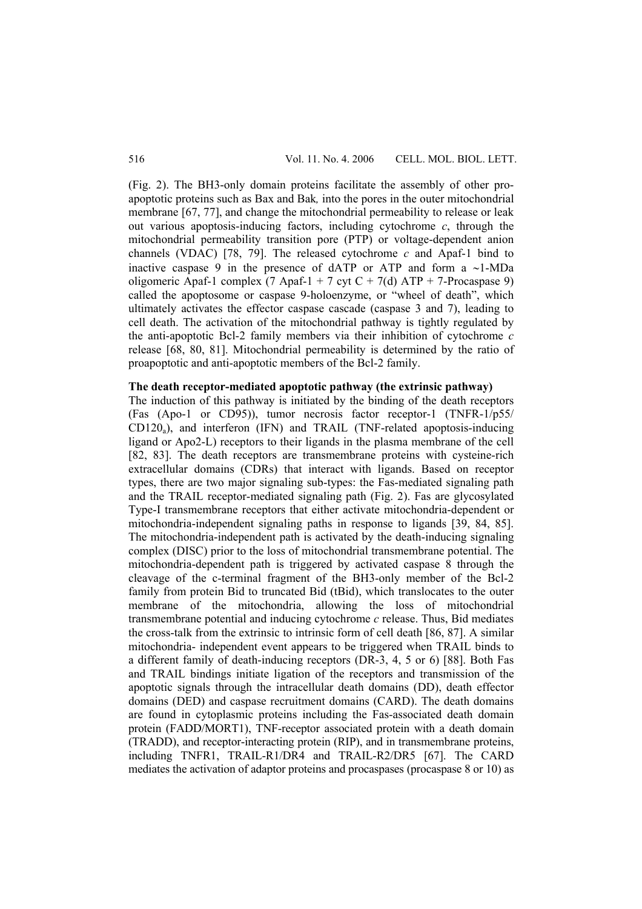(Fig. 2). The BH3-only domain proteins facilitate the assembly of other pro-apoptotic proteins such as Bax and Bak*,* into the pores in the outer mitochondrial membrane [67, 77], and change the mitochondrial permeability to release or leak out various apoptosis-inducing factors, including cytochrome *c*, through the mitochondrial permeability transition pore (PTP) or voltage-dependent anion channels (VDAC) [78, 79]. The released cytochrome *c* and Apaf-1 bind to inactive caspase 9 in the presence of dATP or ATP and form a ~1-MDa oligomeric Apaf-1 complex (7 Apaf-1 + 7 cyt C + 7(d) ATP + 7-Procaspase 9) called the apoptosome or caspase 9-holoenzyme, or "wheel of death", which ultimately activates the effector caspase cascade (caspase 3 and 7), leading to cell death. The activation of the mitochondrial pathway is tightly regulated by the anti-apoptotic Bcl-2 family members via their inhibition of cytochrome *c* release [68, 80, 81]. Mitochondrial permeability is determined by the ratio of proapoptotic and anti-apoptotic members of the Bcl-2 family.

**The death receptor-mediated apoptotic pathway (the extrinsic pathway)**

The induction of this pathway is initiated by the binding of the death receptors (Fas (Apo-1 or CD95)), tumor necrosis factor receptor-1 (TNFR-1/p55/ $CD120_a$), and interferon (IFN) and TRAIL (TNF-related apoptosis-inducing ligand or Apo2-L) receptors to their ligands in the plasma membrane of the cell [82, 83]. The death receptors are transmembrane proteins with cysteine-rich extracellular domains (CDRs) that interact with ligands. Based on receptor types, there are two major signaling sub-types: the Fas-mediated signaling path and the TRAIL receptor-mediated signaling path (Fig. 2). Fas are glycosylated Type-I transmembrane receptors that either activate mitochondria-dependent or mitochondria-independent signaling paths in response to ligands [39, 84, 85]. The mitochondria-independent path is activated by the death-inducing signaling complex (DISC) prior to the loss of mitochondrial transmembrane potential. The mitochondria-dependent path is triggered by activated caspase 8 through the cleavage of the c-terminal fragment of the BH3-only member of the Bcl-2 family from protein Bid to truncated Bid (tBid), which translocates to the outer membrane of the mitochondria, allowing the loss of mitochondrial transmembrane potential and inducing cytochrome *c* release. Thus, Bid mediates the cross-talk from the extrinsic to intrinsic form of cell death [86, 87]. A similar mitochondria- independent event appears to be triggered when TRAIL binds to a different family of death-inducing receptors (DR-3, 4, 5 or 6) [88]. Both Fas and TRAIL bindings initiate ligation of the receptors and transmission of the apoptotic signals through the intracellular death domains (DD), death effector domains (DED) and caspase recruitment domains (CARD). The death domains are found in cytoplasmic proteins including the Fas-associated death domain protein (FADD/MORT1), TNF-receptor associated protein with a death domain (TRADD), and receptor-interacting protein (RIP), and in transmembrane proteins, including TNFR1, TRAIL-R1/DR4 and TRAIL-R2/DR5 [67]. The CARD mediates the activation of adaptor proteins and procaspases (procaspase 8 or 10) as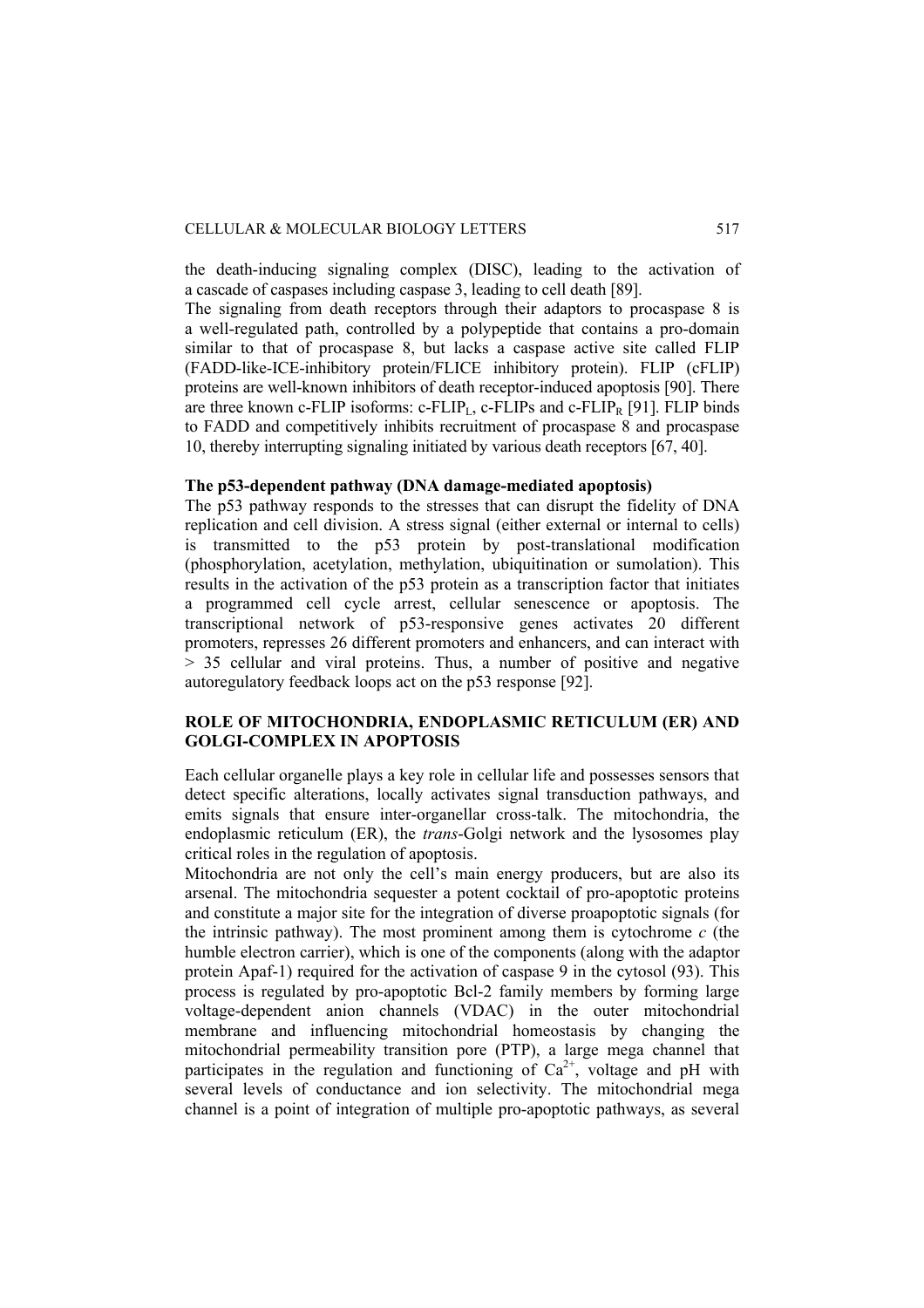the death-inducing signaling complex (DISC), leading to the activation of a cascade of caspases including caspase 3, leading to cell death [89].

The signaling from death receptors through their adaptors to procaspase 8 is a well-regulated path, controlled by a polypeptide that contains a pro-domain similar to that of procaspase 8, but lacks a caspase active site called FLIP (FADD-like-ICE-inhibitory protein/FLICE inhibitory protein). FLIP (cFLIP) proteins are well-known inhibitors of death receptor-induced apoptosis [90]. There are three known c-FLIP isoforms: c-FLIP$_L$, c-FLIPs and c-FLIP$_R$ [91]. FLIP binds to FADD and competitively inhibits recruitment of procaspase 8 and procaspase 10, thereby interrupting signaling initiated by various death receptors [67, 40].

**The p53-dependent pathway (DNA damage-mediated apoptosis)**

The p53 pathway responds to the stresses that can disrupt the fidelity of DNA replication and cell division. A stress signal (either external or internal to cells) is transmitted to the p53 protein by post-translational modification (phosphorylation, acetylation, methylation, ubiquitination or sumolation). This results in the activation of the p53 protein as a transcription factor that initiates a programmed cell cycle arrest, cellular senescence or apoptosis. The transcriptional network of p53-responsive genes activates 20 different promoters, represses 26 different promoters and enhancers, and can interact with > 35 cellular and viral proteins. Thus, a number of positive and negative autoregulatory feedback loops act on the p53 response [92].

## ROLE OF MITOCHONDRIA, ENDOPLASMIC RETICULUM (ER) AND GOLGI-COMPLEX IN APOPTOSIS

Each cellular organelle plays a key role in cellular life and possesses sensors that detect specific alterations, locally activates signal transduction pathways, and emits signals that ensure inter-organellar cross-talk. The mitochondria, the endoplasmic reticulum (ER), the *trans*-Golgi network and the lysosomes play critical roles in the regulation of apoptosis.

Mitochondria are not only the cell's main energy producers, but are also its arsenal. The mitochondria sequester a potent cocktail of pro-apoptotic proteins and constitute a major site for the integration of diverse proapoptotic signals (for the intrinsic pathway). The most prominent among them is cytochrome *c* (the humble electron carrier), which is one of the components (along with the adaptor protein Apaf-1) required for the activation of caspase 9 in the cytosol (93). This process is regulated by pro-apoptotic Bcl-2 family members by forming large voltage-dependent anion channels (VDAC) in the outer mitochondrial membrane and influencing mitochondrial homeostasis by changing the mitochondrial permeability transition pore (PTP), a large mega channel that participates in the regulation and functioning of $Ca^{2+}$, voltage and pH with several levels of conductance and ion selectivity. The mitochondrial mega channel is a point of integration of multiple pro-apoptotic pathways, as several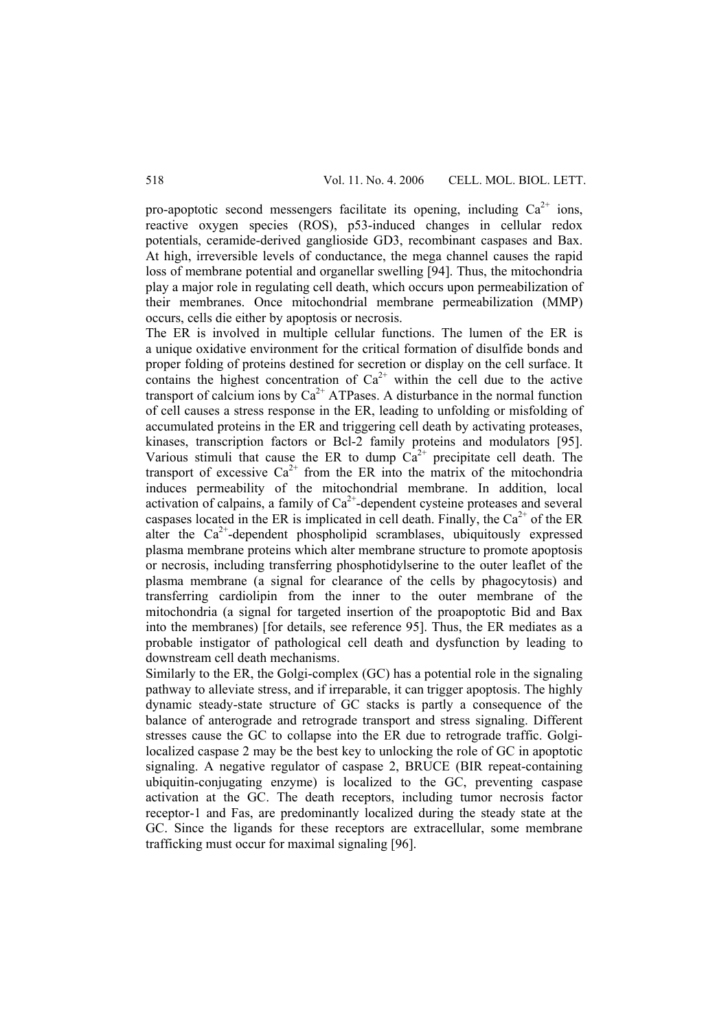pro-apoptotic second messengers facilitate its opening, including $Ca^{2+}$ ions, reactive oxygen species (ROS), p53-induced changes in cellular redox potentials, ceramide-derived ganglioside GD3, recombinant caspases and Bax. At high, irreversible levels of conductance, the mega channel causes the rapid loss of membrane potential and organellar swelling [94]. Thus, the mitochondria play a major role in regulating cell death, which occurs upon permeabilization of their membranes. Once mitochondrial membrane permeabilization (MMP) occurs, cells die either by apoptosis or necrosis.

The ER is involved in multiple cellular functions. The lumen of the ER is a unique oxidative environment for the critical formation of disulfide bonds and proper folding of proteins destined for secretion or display on the cell surface. It contains the highest concentration of $Ca^{2+}$ within the cell due to the active transport of calcium ions by $Ca^{2+}$ ATPases. A disturbance in the normal function of cell causes a stress response in the ER, leading to unfolding or misfolding of accumulated proteins in the ER and triggering cell death by activating proteases, kinases, transcription factors or Bcl-2 family proteins and modulators [95]. Various stimuli that cause the ER to dump $Ca^{2+}$ precipitate cell death. The transport of excessive $Ca^{2+}$ from the ER into the matrix of the mitochondria induces permeability of the mitochondrial membrane. In addition, local activation of calpains, a family of $Ca^{2+}$-dependent cysteine proteases and several caspases located in the ER is implicated in cell death. Finally, the $Ca^{2+}$ of the ER alter the $Ca^{2+}$-dependent phospholipid scramblases, ubiquitously expressed plasma membrane proteins which alter membrane structure to promote apoptosis or necrosis, including transferring phosphotidylserine to the outer leaflet of the plasma membrane (a signal for clearance of the cells by phagocytosis) and transferring cardiolipin from the inner to the outer membrane of the mitochondria (a signal for targeted insertion of the proapoptotic Bid and Bax into the membranes) [for details, see reference 95]. Thus, the ER mediates as a probable instigator of pathological cell death and dysfunction by leading to downstream cell death mechanisms.

Similarly to the ER, the Golgi-complex (GC) has a potential role in the signaling pathway to alleviate stress, and if irreparable, it can trigger apoptosis. The highly dynamic steady-state structure of GC stacks is partly a consequence of the balance of anterograde and retrograde transport and stress signaling. Different stresses cause the GC to collapse into the ER due to retrograde traffic. Golgi-localized caspase 2 may be the best key to unlocking the role of GC in apoptotic signaling. A negative regulator of caspase 2, BRUCE (BIR repeat-containing ubiquitin-conjugating enzyme) is localized to the GC, preventing caspase activation at the GC. The death receptors, including tumor necrosis factor receptor-1 and Fas, are predominantly localized during the steady state at the GC. Since the ligands for these receptors are extracellular, some membrane trafficking must occur for maximal signaling [96].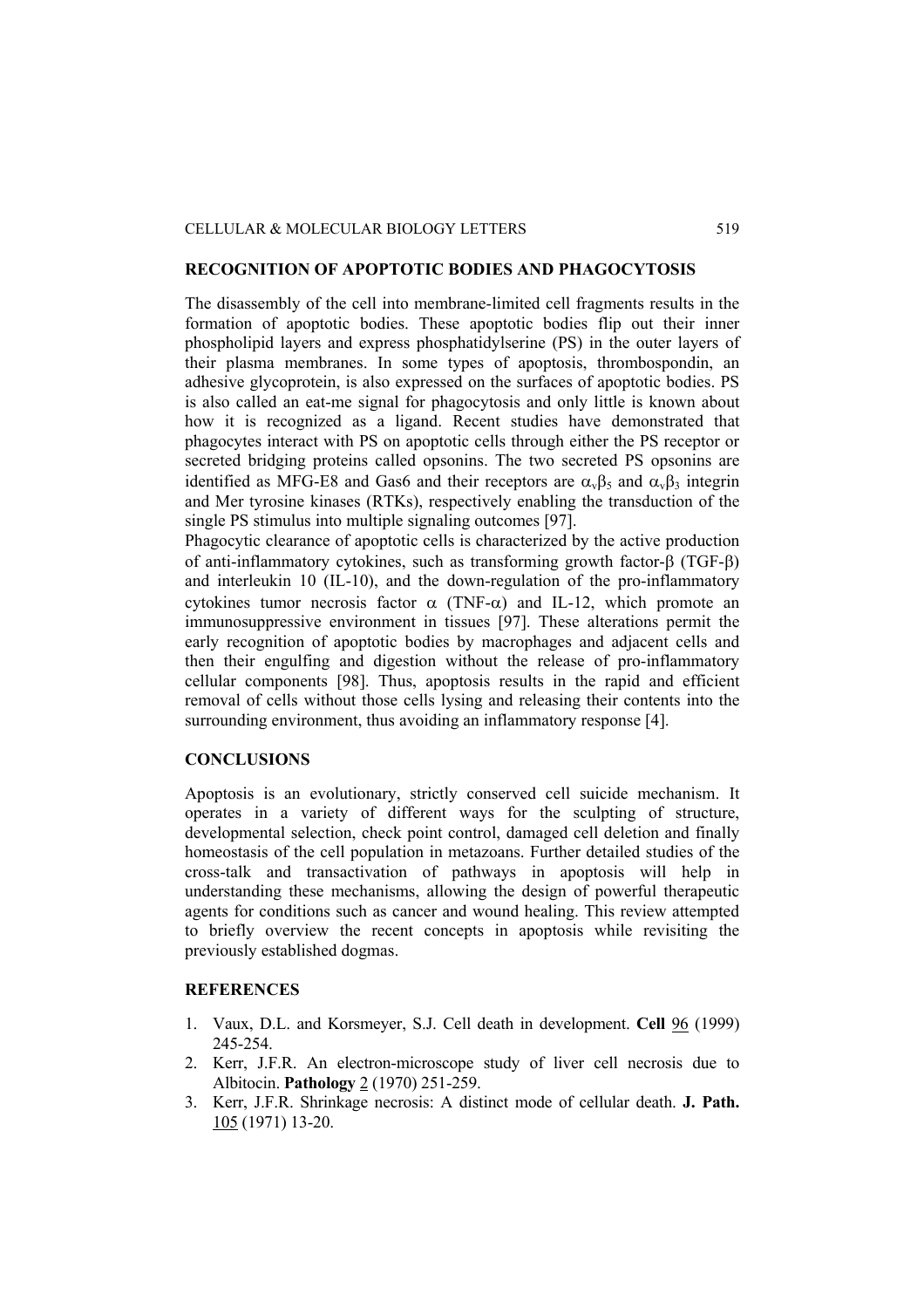## RECOGNITION OF APOPTOTIC BODIES AND PHAGOCYTOSIS

The disassembly of the cell into membrane-limited cell fragments results in the formation of apoptotic bodies. These apoptotic bodies flip out their inner phospholipid layers and express phosphatidylserine (PS) in the outer layers of their plasma membranes. In some types of apoptosis, thrombospondin, an adhesive glycoprotein, is also expressed on the surfaces of apoptotic bodies. PS is also called an eat-me signal for phagocytosis and only little is known about how it is recognized as a ligand. Recent studies have demonstrated that phagocytes interact with PS on apoptotic cells through either the PS receptor or secreted bridging proteins called opsonins. The two secreted PS opsonins are identified as MFG-E8 and Gas6 and their receptors are $\alpha_v\beta_5$ and $\alpha_v\beta_3$ integrin and Mer tyrosine kinases (RTKs), respectively enabling the transduction of the single PS stimulus into multiple signaling outcomes [97].

Phagocytic clearance of apoptotic cells is characterized by the active production of anti-inflammatory cytokines, such as transforming growth factor-$\beta$ (TGF-$\beta$) and interleukin 10 (IL-10), and the down-regulation of the pro-inflammatory cytokines tumor necrosis factor $\alpha$ (TNF-$\alpha$) and IL-12, which promote an immunosuppressive environment in tissues [97]. These alterations permit the early recognition of apoptotic bodies by macrophages and adjacent cells and then their engulfing and digestion without the release of pro-inflammatory cellular components [98]. Thus, apoptosis results in the rapid and efficient removal of cells without those cells lysing and releasing their contents into the surrounding environment, thus avoiding an inflammatory response [4].

## CONCLUSIONS

Apoptosis is an evolutionary, strictly conserved cell suicide mechanism. It operates in a variety of different ways for the sculpting of structure, developmental selection, check point control, damaged cell deletion and finally homeostasis of the cell population in metazoans. Further detailed studies of the cross-talk and transactivation of pathways in apoptosis will help in understanding these mechanisms, allowing the design of powerful therapeutic agents for conditions such as cancer and wound healing. This review attempted to briefly overview the recent concepts in apoptosis while revisiting the previously established dogmas.

## REFERENCES

1. Vaux, D.L. and Korsmeyer, S.J. Cell death in development. **Cell** 96 (1999) 245-254.
2. Kerr, J.F.R. An electron-microscope study of liver cell necrosis due to Albitocin. **Pathology** 2 (1970) 251-259.
3. Kerr, J.F.R. Shrinkage necrosis: A distinct mode of cellular death. **J. Path.** 105 (1971) 13-20.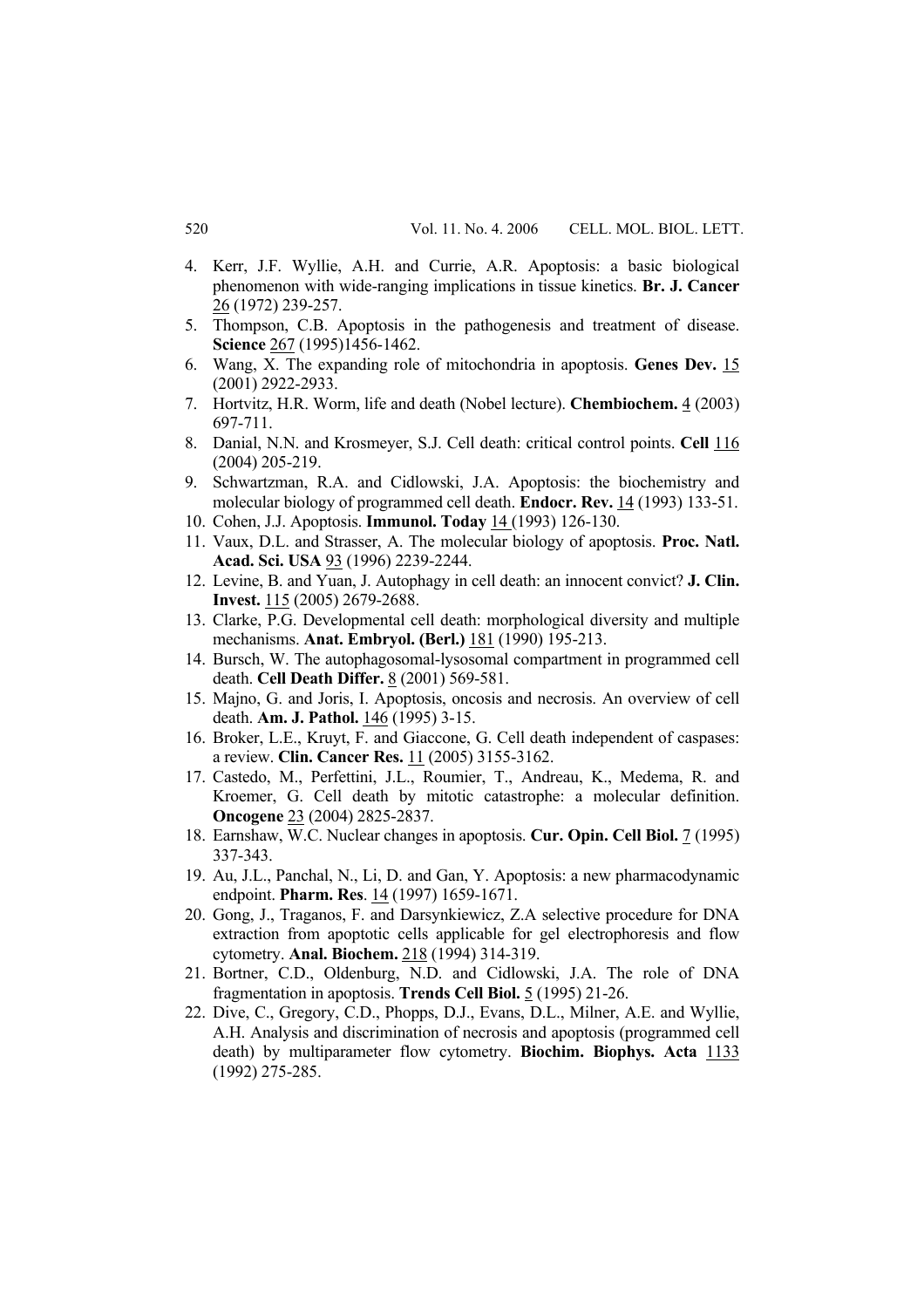4. Kerr, J.F. Wyllie, A.H. and Currie, A.R. Apoptosis: a basic biological phenomenon with wide-ranging implications in tissue kinetics. **Br. J. Cancer** 26 (1972) 239-257.
5. Thompson, C.B. Apoptosis in the pathogenesis and treatment of disease. **Science** 267 (1995)1456-1462.
6. Wang, X. The expanding role of mitochondria in apoptosis. **Genes Dev.** 15 (2001) 2922-2933.
7. Hortvitz, H.R. Worm, life and death (Nobel lecture). **Chembiochem.** 4 (2003) 697-711.
8. Danial, N.N. and Krosmeyer, S.J. Cell death: critical control points. **Cell** 116 (2004) 205-219.
9. Schwartzman, R.A. and Cidlowski, J.A. Apoptosis: the biochemistry and molecular biology of programmed cell death. **Endocr. Rev.** 14 (1993) 133-51.
10. Cohen, J.J. Apoptosis. **Immunol. Today** 14 (1993) 126-130.
11. Vaux, D.L. and Strasser, A. The molecular biology of apoptosis. **Proc. Natl. Acad. Sci. USA** 93 (1996) 2239-2244.
12. Levine, B. and Yuan, J. Autophagy in cell death: an innocent convict? **J. Clin. Invest.** 115 (2005) 2679-2688.
13. Clarke, P.G. Developmental cell death: morphological diversity and multiple mechanisms. **Anat. Embryol. (Berl.)** 181 (1990) 195-213.
14. Bursch, W. The autophagosomal-lysosomal compartment in programmed cell death. **Cell Death Differ.** 8 (2001) 569-581.
15. Majno, G. and Joris, I. Apoptosis, oncosis and necrosis. An overview of cell death. **Am. J. Pathol.** 146 (1995) 3-15.
16. Broker, L.E., Kruyt, F. and Giaccone, G. Cell death independent of caspases: a review. **Clin. Cancer Res.** 11 (2005) 3155-3162.
17. Castedo, M., Perfettini, J.L., Roumier, T., Andreau, K., Medema, R. and Kroemer, G. Cell death by mitotic catastrophe: a molecular definition. **Oncogene** 23 (2004) 2825-2837.
18. Earnshaw, W.C. Nuclear changes in apoptosis. **Cur. Opin. Cell Biol.** 7 (1995) 337-343.
19. Au, J.L., Panchal, N., Li, D. and Gan, Y. Apoptosis: a new pharmacodynamic endpoint. **Pharm. Res**. 14 (1997) 1659-1671.
20. Gong, J., Traganos, F. and Darsynkiewicz, Z.A selective procedure for DNA extraction from apoptotic cells applicable for gel electrophoresis and flow cytometry. **Anal. Biochem.** 218 (1994) 314-319.
21. Bortner, C.D., Oldenburg, N.D. and Cidlowski, J.A. The role of DNA fragmentation in apoptosis. **Trends Cell Biol.** 5 (1995) 21-26.
22. Dive, C., Gregory, C.D., Phopps, D.J., Evans, D.L., Milner, A.E. and Wyllie, A.H. Analysis and discrimination of necrosis and apoptosis (programmed cell death) by multiparameter flow cytometry. **Biochim. Biophys. Acta** 1133 (1992) 275-285.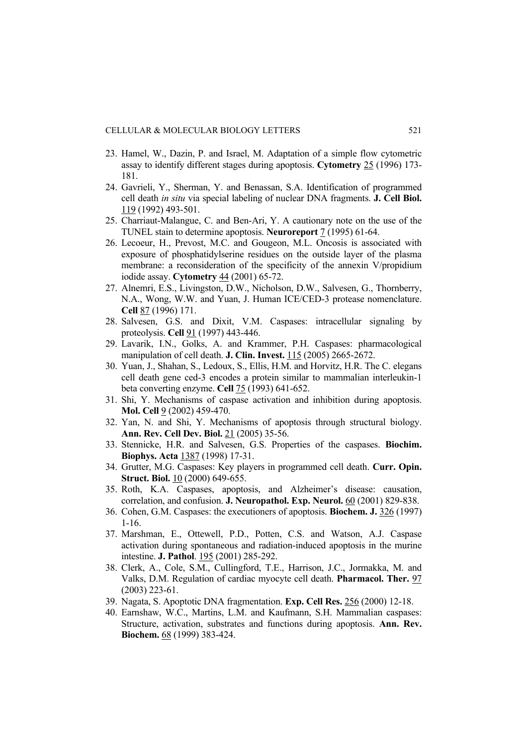23. Hamel, W., Dazin, P. and Israel, M. Adaptation of a simple flow cytometric assay to identify different stages during apoptosis. **Cytometry** 25 (1996) 173-181.
24. Gavrieli, Y., Sherman, Y. and Benassan, S.A. Identification of programmed cell death *in situ* via special labeling of nuclear DNA fragments. **J. Cell Biol.** 119 (1992) 493-501.
25. Charriaut-Malangue, C. and Ben-Ari, Y. A cautionary note on the use of the TUNEL stain to determine apoptosis. **Neuroreport** 7 (1995) 61-64.
26. Lecoeur, H., Prevost, M.C. and Gougeon, M.L. Oncosis is associated with exposure of phosphatidylserine residues on the outside layer of the plasma membrane: a reconsideration of the specificity of the annexin V/propidium iodide assay. **Cytometry** 44 (2001) 65-72.
27. Alnemri, E.S., Livingston, D.W., Nicholson, D.W., Salvesen, G., Thornberry, N.A., Wong, W.W. and Yuan, J. Human ICE/CED-3 protease nomenclature. **Cell** 87 (1996) 171.
28. Salvesen, G.S. and Dixit, V.M. Caspases: intracellular signaling by proteolysis. **Cell** 91 (1997) 443-446.
29. Lavarik, I.N., Golks, A. and Krammer, P.H. Caspases: pharmacological manipulation of cell death. **J. Clin. Invest.** 115 (2005) 2665-2672.
30. Yuan, J., Shahan, S., Ledoux, S., Ellis, H.M. and Horvitz, H.R. The C. elegans cell death gene ced-3 encodes a protein similar to mammalian interleukin-1 beta converting enzyme. **Cell** 75 (1993) 641-652.
31. Shi, Y. Mechanisms of caspase activation and inhibition during apoptosis. **Mol. Cell** 9 (2002) 459-470.
32. Yan, N. and Shi, Y. Mechanisms of apoptosis through structural biology. **Ann. Rev. Cell Dev. Biol.** 21 (2005) 35-56.
33. Stennicke, H.R. and Salvesen, G.S. Properties of the caspases. **Biochim. Biophys. Acta** 1387 (1998) 17-31.
34. Grutter, M.G. Caspases: Key players in programmed cell death. **Curr. Opin. Struct. Biol.** 10 (2000) 649-655.
35. Roth, K.A. Caspases, apoptosis, and Alzheimer's disease: causation, correlation, and confusion. **J. Neuropathol. Exp. Neurol.** 60 (2001) 829-838.
36. Cohen, G.M. Caspases: the executioners of apoptosis. **Biochem. J.** 326 (1997) 1-16.
37. Marshman, E., Ottewell, P.D., Potten, C.S. and Watson, A.J. Caspase activation during spontaneous and radiation-induced apoptosis in the murine intestine. **J. Pathol**. 195 (2001) 285-292.
38. Clerk, A., Cole, S.M., Cullingford, T.E., Harrison, J.C., Jormakka, M. and Valks, D.M. Regulation of cardiac myocyte cell death. **Pharmacol. Ther.** 97 (2003) 223-61.
39. Nagata, S. Apoptotic DNA fragmentation. **Exp. Cell Res.** 256 (2000) 12-18.
40. Earnshaw, W.C., Martins, L.M. and Kaufmann, S.H. Mammalian caspases: Structure, activation, substrates and functions during apoptosis. **Ann. Rev. Biochem.** 68 (1999) 383-424.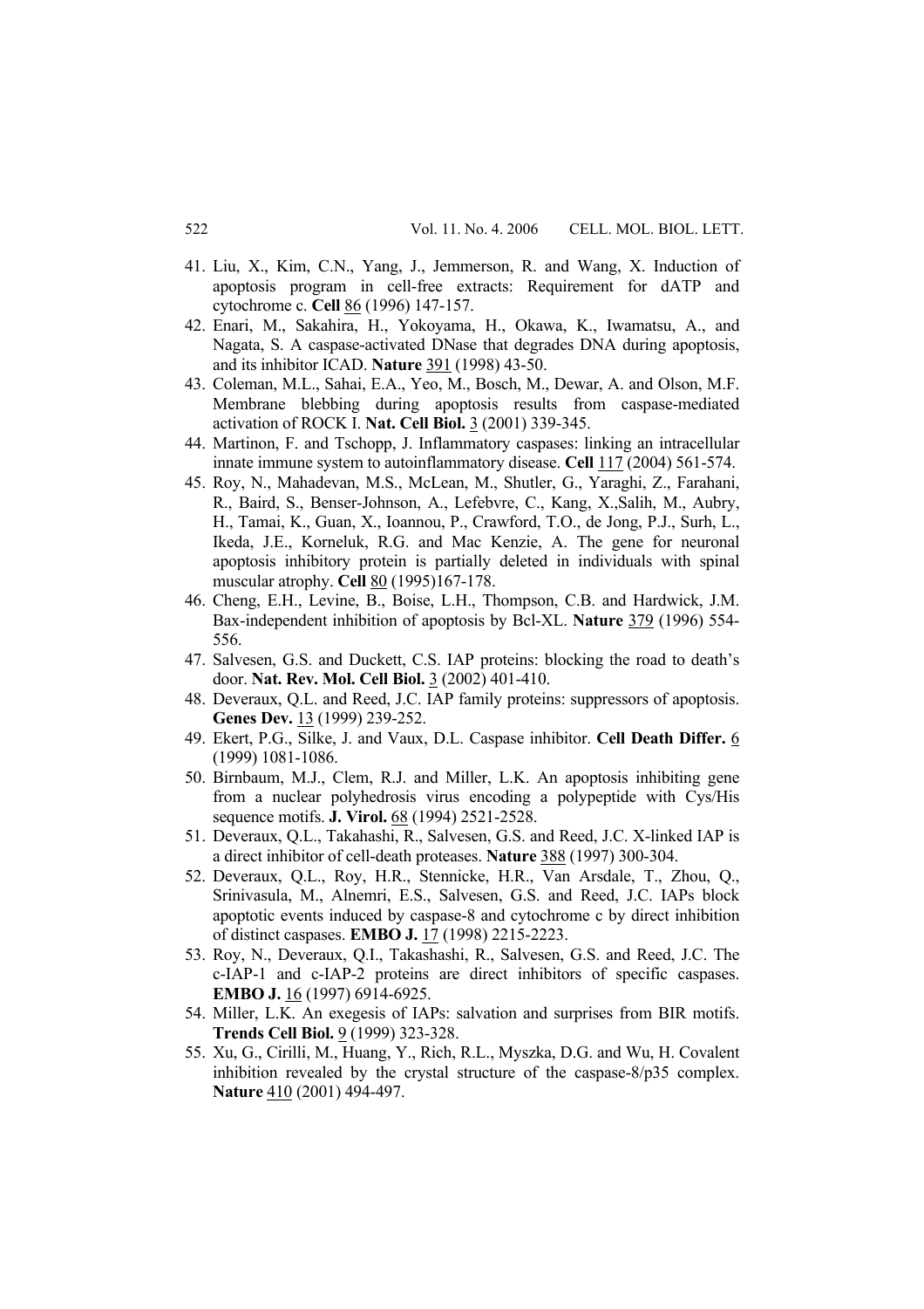41. Liu, X., Kim, C.N., Yang, J., Jemmerson, R. and Wang, X. Induction of apoptosis program in cell-free extracts: Requirement for dATP and cytochrome c. **Cell** 86 (1996) 147-157.
42. Enari, M., Sakahira, H., Yokoyama, H., Okawa, K., Iwamatsu, A., and Nagata, S. A caspase-activated DNase that degrades DNA during apoptosis, and its inhibitor ICAD. **Nature** 391 (1998) 43-50.
43. Coleman, M.L., Sahai, E.A., Yeo, M., Bosch, M., Dewar, A. and Olson, M.F. Membrane blebbing during apoptosis results from caspase-mediated activation of ROCK I. **Nat. Cell Biol.** 3 (2001) 339-345.
44. Martinon, F. and Tschopp, J. Inflammatory caspases: linking an intracellular innate immune system to autoinflammatory disease. **Cell** 117 (2004) 561-574.
45. Roy, N., Mahadevan, M.S., McLean, M., Shutler, G., Yaraghi, Z., Farahani, R., Baird, S., Benser-Johnson, A., Lefebvre, C., Kang, X.,Salih, M., Aubry, H., Tamai, K., Guan, X., Ioannou, P., Crawford, T.O., de Jong, P.J., Surh, L., Ikeda, J.E., Korneluk, R.G. and Mac Kenzie, A. The gene for neuronal apoptosis inhibitory protein is partially deleted in individuals with spinal muscular atrophy. **Cell** 80 (1995)167-178.
46. Cheng, E.H., Levine, B., Boise, L.H., Thompson, C.B. and Hardwick, J.M. Bax-independent inhibition of apoptosis by Bcl-XL. **Nature** 379 (1996) 554-556.
47. Salvesen, G.S. and Duckett, C.S. IAP proteins: blocking the road to death's door. **Nat. Rev. Mol. Cell Biol.** 3 (2002) 401-410.
48. Deveraux, Q.L. and Reed, J.C. IAP family proteins: suppressors of apoptosis. **Genes Dev.** 13 (1999) 239-252.
49. Ekert, P.G., Silke, J. and Vaux, D.L. Caspase inhibitor. **Cell Death Differ.** 6 (1999) 1081-1086.
50. Birnbaum, M.J., Clem, R.J. and Miller, L.K. An apoptosis inhibiting gene from a nuclear polyhedrosis virus encoding a polypeptide with Cys/His sequence motifs. **J. Virol.** 68 (1994) 2521-2528.
51. Deveraux, Q.L., Takahashi, R., Salvesen, G.S. and Reed, J.C. X-linked IAP is a direct inhibitor of cell-death proteases. **Nature** 388 (1997) 300-304.
52. Deveraux, Q.L., Roy, H.R., Stennicke, H.R., Van Arsdale, T., Zhou, Q., Srinivasula, M., Alnemri, E.S., Salvesen, G.S. and Reed, J.C. IAPs block apoptotic events induced by caspase-8 and cytochrome c by direct inhibition of distinct caspases. **EMBO J.** 17 (1998) 2215-2223.
53. Roy, N., Deveraux, Q.I., Takashashi, R., Salvesen, G.S. and Reed, J.C. The c-IAP-1 and c-IAP-2 proteins are direct inhibitors of specific caspases. **EMBO J.** 16 (1997) 6914-6925.
54. Miller, L.K. An exegesis of IAPs: salvation and surprises from BIR motifs. **Trends Cell Biol.** 9 (1999) 323-328.
55. Xu, G., Cirilli, M., Huang, Y., Rich, R.L., Myszka, D.G. and Wu, H. Covalent inhibition revealed by the crystal structure of the caspase-8/p35 complex. **Nature** 410 (2001) 494-497.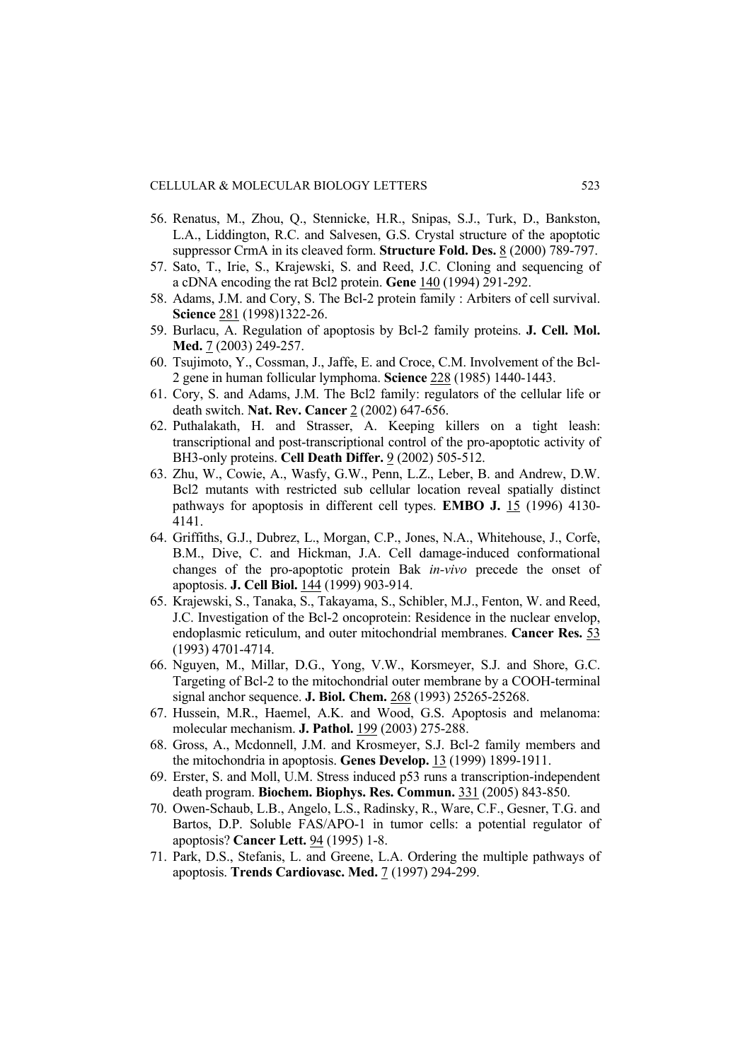56. Renatus, M., Zhou, Q., Stennicke, H.R., Snipas, S.J., Turk, D., Bankston, L.A., Liddington, R.C. and Salvesen, G.S. Crystal structure of the apoptotic suppressor CrmA in its cleaved form. **Structure Fold. Des.** 8 (2000) 789-797.
57. Sato, T., Irie, S., Krajewski, S. and Reed, J.C. Cloning and sequencing of a cDNA encoding the rat Bcl2 protein. **Gene** 140 (1994) 291-292.
58. Adams, J.M. and Cory, S. The Bcl-2 protein family : Arbiters of cell survival. **Science** 281 (1998)1322-26.
59. Burlacu, A. Regulation of apoptosis by Bcl-2 family proteins. **J. Cell. Mol. Med.** 7 (2003) 249-257.
60. Tsujimoto, Y., Cossman, J., Jaffe, E. and Croce, C.M. Involvement of the Bcl-2 gene in human follicular lymphoma. **Science** 228 (1985) 1440-1443.
61. Cory, S. and Adams, J.M. The Bcl2 family: regulators of the cellular life or death switch. **Nat. Rev. Cancer** 2 (2002) 647-656.
62. Puthalakath, H. and Strasser, A. Keeping killers on a tight leash: transcriptional and post-transcriptional control of the pro-apoptotic activity of BH3-only proteins. **Cell Death Differ.** 9 (2002) 505-512.
63. Zhu, W., Cowie, A., Wasfy, G.W., Penn, L.Z., Leber, B. and Andrew, D.W. Bcl2 mutants with restricted sub cellular location reveal spatially distinct pathways for apoptosis in different cell types. **EMBO J.** 15 (1996) 4130-4141.
64. Griffiths, G.J., Dubrez, L., Morgan, C.P., Jones, N.A., Whitehouse, J., Corfe, B.M., Dive, C. and Hickman, J.A. Cell damage-induced conformational changes of the pro-apoptotic protein Bak *in-vivo* precede the onset of apoptosis. **J. Cell Biol.** 144 (1999) 903-914.
65. Krajewski, S., Tanaka, S., Takayama, S., Schibler, M.J., Fenton, W. and Reed, J.C. Investigation of the Bcl-2 oncoprotein: Residence in the nuclear envelop, endoplasmic reticulum, and outer mitochondrial membranes. **Cancer Res.** 53 (1993) 4701-4714.
66. Nguyen, M., Millar, D.G., Yong, V.W., Korsmeyer, S.J. and Shore, G.C. Targeting of Bcl-2 to the mitochondrial outer membrane by a COOH-terminal signal anchor sequence. **J. Biol. Chem.** 268 (1993) 25265-25268.
67. Hussein, M.R., Haemel, A.K. and Wood, G.S. Apoptosis and melanoma: molecular mechanism. **J. Pathol.** 199 (2003) 275-288.
68. Gross, A., Mcdonnell, J.M. and Krosmeyer, S.J. Bcl-2 family members and the mitochondria in apoptosis. **Genes Develop.** 13 (1999) 1899-1911.
69. Erster, S. and Moll, U.M. Stress induced p53 runs a transcription-independent death program. **Biochem. Biophys. Res. Commun.** 331 (2005) 843-850.
70. Owen-Schaub, L.B., Angelo, L.S., Radinsky, R., Ware, C.F., Gesner, T.G. and Bartos, D.P. Soluble FAS/APO-1 in tumor cells: a potential regulator of apoptosis? **Cancer Lett.** 94 (1995) 1-8.
71. Park, D.S., Stefanis, L. and Greene, L.A. Ordering the multiple pathways of apoptosis. **Trends Cardiovasc. Med.** 7 (1997) 294-299.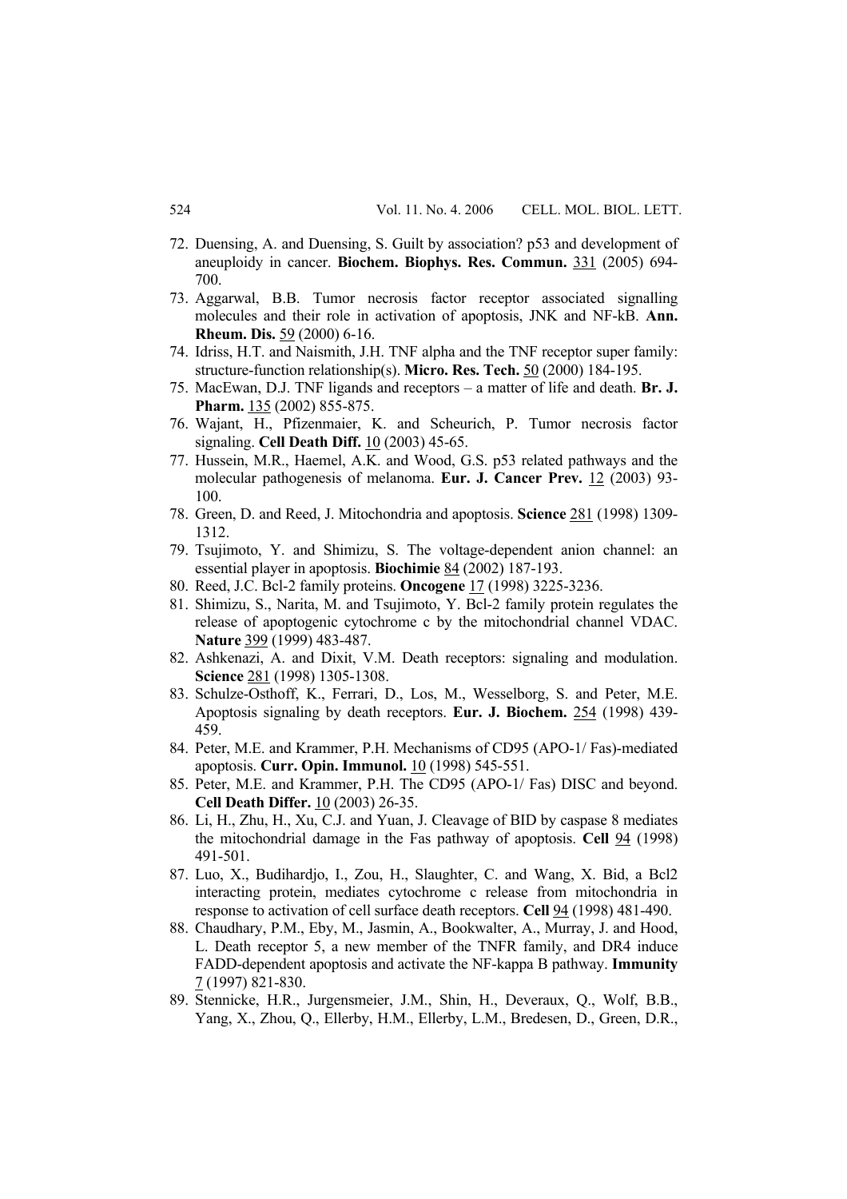72. Duensing, A. and Duensing, S. Guilt by association? p53 and development of aneuploidy in cancer. **Biochem. Biophys. Res. Commun.** 331 (2005) 694-700.
73. Aggarwal, B.B. Tumor necrosis factor receptor associated signalling molecules and their role in activation of apoptosis, JNK and NF-kB. **Ann. Rheum. Dis.** 59 (2000) 6-16.
74. Idriss, H.T. and Naismith, J.H. TNF alpha and the TNF receptor super family: structure-function relationship(s). **Micro. Res. Tech.** 50 (2000) 184-195.
75. MacEwan, D.J. TNF ligands and receptors – a matter of life and death. **Br. J. Pharm.** 135 (2002) 855-875.
76. Wajant, H., Pfizenmaier, K. and Scheurich, P. Tumor necrosis factor signaling. **Cell Death Diff.** 10 (2003) 45-65.
77. Hussein, M.R., Haemel, A.K. and Wood, G.S. p53 related pathways and the molecular pathogenesis of melanoma. **Eur. J. Cancer Prev.** 12 (2003) 93-100.
78. Green, D. and Reed, J. Mitochondria and apoptosis. **Science** 281 (1998) 1309-1312.
79. Tsujimoto, Y. and Shimizu, S. The voltage-dependent anion channel: an essential player in apoptosis. **Biochimie** 84 (2002) 187-193.
80. Reed, J.C. Bcl-2 family proteins. **Oncogene** 17 (1998) 3225-3236.
81. Shimizu, S., Narita, M. and Tsujimoto, Y. Bcl-2 family protein regulates the release of apoptogenic cytochrome c by the mitochondrial channel VDAC. **Nature** 399 (1999) 483-487.
82. Ashkenazi, A. and Dixit, V.M. Death receptors: signaling and modulation. **Science** 281 (1998) 1305-1308.
83. Schulze-Osthoff, K., Ferrari, D., Los, M., Wesselborg, S. and Peter, M.E. Apoptosis signaling by death receptors. **Eur. J. Biochem.** 254 (1998) 439-459.
84. Peter, M.E. and Krammer, P.H. Mechanisms of CD95 (APO-1/ Fas)-mediated apoptosis. **Curr. Opin. Immunol.** 10 (1998) 545-551.
85. Peter, M.E. and Krammer, P.H. The CD95 (APO-1/ Fas) DISC and beyond. **Cell Death Differ.** 10 (2003) 26-35.
86. Li, H., Zhu, H., Xu, C.J. and Yuan, J. Cleavage of BID by caspase 8 mediates the mitochondrial damage in the Fas pathway of apoptosis. **Cell** 94 (1998) 491-501.
87. Luo, X., Budihardjo, I., Zou, H., Slaughter, C. and Wang, X. Bid, a Bcl2 interacting protein, mediates cytochrome c release from mitochondria in response to activation of cell surface death receptors. **Cell** 94 (1998) 481-490.
88. Chaudhary, P.M., Eby, M., Jasmin, A., Bookwalter, A., Murray, J. and Hood, L. Death receptor 5, a new member of the TNFR family, and DR4 induce FADD-dependent apoptosis and activate the NF-kappa B pathway. **Immunity** 7 (1997) 821-830.
89. Stennicke, H.R., Jurgensmeier, J.M., Shin, H., Deveraux, Q., Wolf, B.B., Yang, X., Zhou, Q., Ellerby, H.M., Ellerby, L.M., Bredesen, D., Green, D.R.,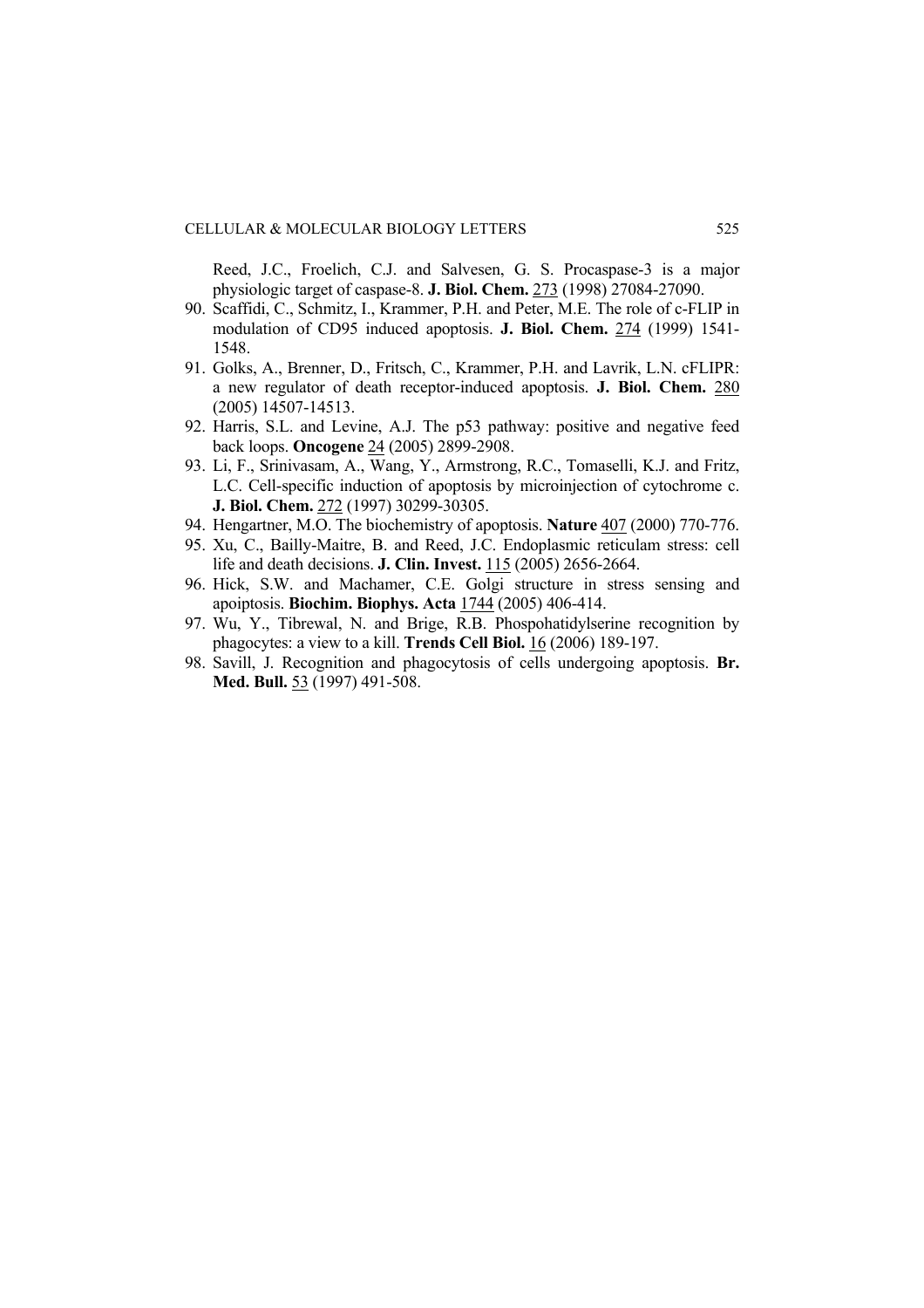Reed, J.C., Froelich, C.J. and Salvesen, G. S. Procaspase-3 is a major physiologic target of caspase-8. **J. Biol. Chem.** 273 (1998) 27084-27090.

90. Scaffidi, C., Schmitz, I., Krammer, P.H. and Peter, M.E. The role of c-FLIP in modulation of CD95 induced apoptosis. **J. Biol. Chem.** 274 (1999) 1541-1548.
91. Golks, A., Brenner, D., Fritsch, C., Krammer, P.H. and Lavrik, L.N. cFLIPR: a new regulator of death receptor-induced apoptosis. **J. Biol. Chem.** 280 (2005) 14507-14513.
92. Harris, S.L. and Levine, A.J. The p53 pathway: positive and negative feed back loops. **Oncogene** 24 (2005) 2899-2908.
93. Li, F., Srinivasam, A., Wang, Y., Armstrong, R.C., Tomaselli, K.J. and Fritz, L.C. Cell-specific induction of apoptosis by microinjection of cytochrome c. **J. Biol. Chem.** 272 (1997) 30299-30305.
94. Hengartner, M.O. The biochemistry of apoptosis. **Nature** 407 (2000) 770-776.
95. Xu, C., Bailly-Maitre, B. and Reed, J.C. Endoplasmic reticulam stress: cell life and death decisions. **J. Clin. Invest.** 115 (2005) 2656-2664.
96. Hick, S.W. and Machamer, C.E. Golgi structure in stress sensing and apoiptosis. **Biochim. Biophys. Acta** 1744 (2005) 406-414.
97. Wu, Y., Tibrewal, N. and Brige, R.B. Phospohatidylserine recognition by phagocytes: a view to a kill. **Trends Cell Biol.** 16 (2006) 189-197.
98. Savill, J. Recognition and phagocytosis of cells undergoing apoptosis. **Br. Med. Bull.** 53 (1997) 491-508.